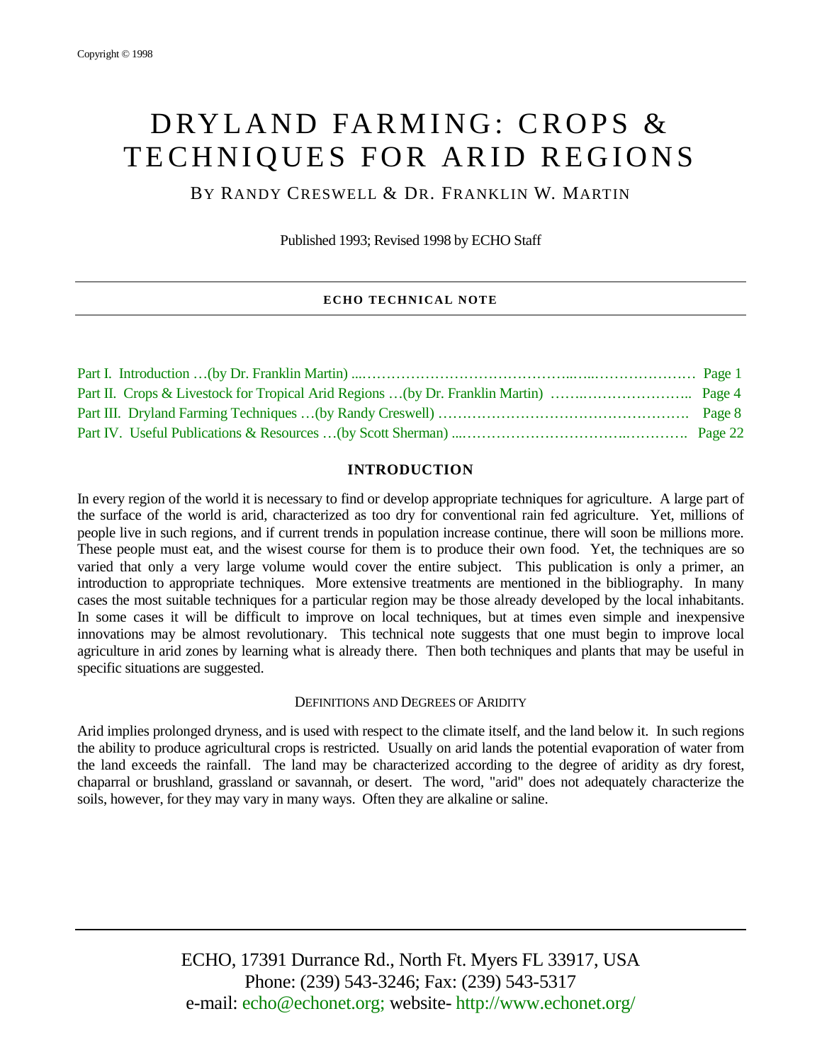Copyright © 1998

# DRYLAND FARMING: CROPS & TECHNIQUES FOR ARID REGIONS

BY RANDY CRESWELL & DR. FRANKLIN W. MARTIN

Published 1993; Revised 1998 by ECHO Staff

**ECHO TECHNICAL NOTE**

Part I. Introduction …(by Dr. Franklin Martin) …… Page 1
Part II. Crops & Livestock for Tropical Arid Regions …(by Dr. Franklin Martin) …… Page 4
Part III. Dryland Farming Techniques …(by Randy Creswell) …… Page 8
Part IV. Useful Publications & Resources …(by Scott Sherman) …… Page 22

## INTRODUCTION

In every region of the world it is necessary to find or develop appropriate techniques for agriculture. A large part of the surface of the world is arid, characterized as too dry for conventional rain fed agriculture. Yet, millions of people live in such regions, and if current trends in population increase continue, there will soon be millions more. These people must eat, and the wisest course for them is to produce their own food. Yet, the techniques are so varied that only a very large volume would cover the entire subject. This publication is only a primer, an introduction to appropriate techniques. More extensive treatments are mentioned in the bibliography. In many cases the most suitable techniques for a particular region may be those already developed by the local inhabitants. In some cases it will be difficult to improve on local techniques, but at times even simple and inexpensive innovations may be almost revolutionary. This technical note suggests that one must begin to improve local agriculture in arid zones by learning what is already there. Then both techniques and plants that may be useful in specific situations are suggested.

### DEFINITIONS AND DEGREES OF ARIDITY

Arid implies prolonged dryness, and is used with respect to the climate itself, and the land below it. In such regions the ability to produce agricultural crops is restricted. Usually on arid lands the potential evaporation of water from the land exceeds the rainfall. The land may be characterized according to the degree of aridity as dry forest, chaparral or brushland, grassland or savannah, or desert. The word, "arid" does not adequately characterize the soils, however, for they may vary in many ways. Often they are alkaline or saline.

ECHO, 17391 Durrance Rd., North Ft. Myers FL 33917, USA
Phone: (239) 543-3246; Fax: (239) 543-5317
e-mail: echo@echonet.org; website- http://www.echonet.org/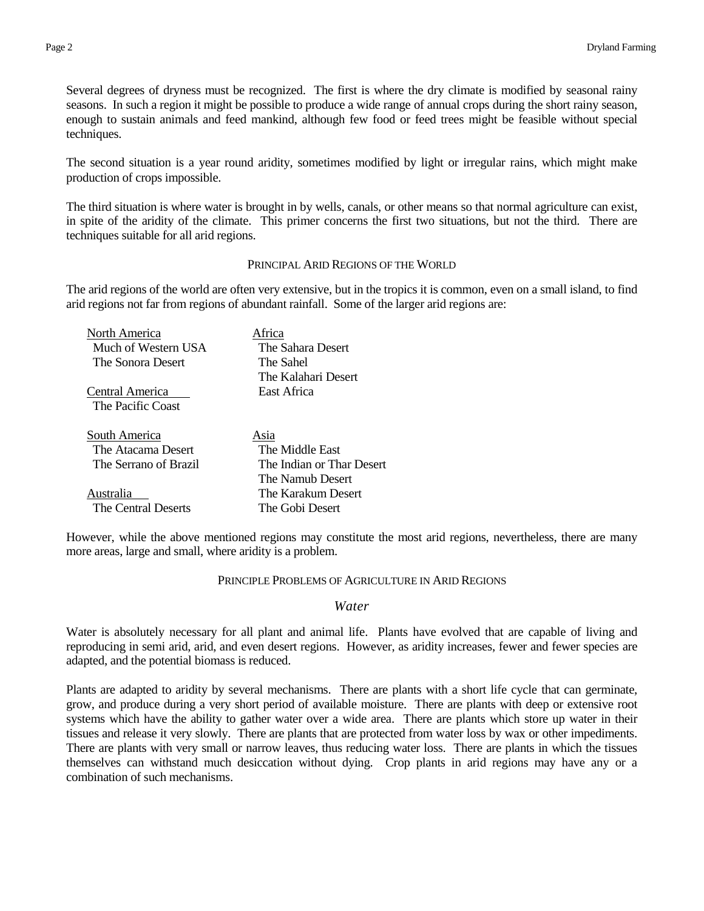Several degrees of dryness must be recognized. The first is where the dry climate is modified by seasonal rainy seasons. In such a region it might be possible to produce a wide range of annual crops during the short rainy season, enough to sustain animals and feed mankind, although few food or feed trees might be feasible without special techniques.

The second situation is a year round aridity, sometimes modified by light or irregular rains, which might make production of crops impossible.

The third situation is where water is brought in by wells, canals, or other means so that normal agriculture can exist, in spite of the aridity of the climate. This primer concerns the first two situations, but not the third. There are techniques suitable for all arid regions.

## Principal Arid Regions of the World

The arid regions of the world are often very extensive, but in the tropics it is common, even on a small island, to find arid regions not far from regions of abundant rainfall. Some of the larger arid regions are:

| | |
|---|---|
| North America | Africa |
| Much of Western USA | The Sahara Desert |
| The Sonora Desert | The Sahel |
| | The Kalahari Desert |
| Central America | East Africa |
| The Pacific Coast | |
| | |
| South America | Asia |
| The Atacama Desert | The Middle East |
| The Serrano of Brazil | The Indian or Thar Desert |
| | The Namub Desert |
| Australia | The Karakum Desert |
| The Central Deserts | The Gobi Desert |

However, while the above mentioned regions may constitute the most arid regions, nevertheless, there are many more areas, large and small, where aridity is a problem.

## Principle Problems of Agriculture in Arid Regions

### *Water*

Water is absolutely necessary for all plant and animal life. Plants have evolved that are capable of living and reproducing in semi arid, arid, and even desert regions. However, as aridity increases, fewer and fewer species are adapted, and the potential biomass is reduced.

Plants are adapted to aridity by several mechanisms. There are plants with a short life cycle that can germinate, grow, and produce during a very short period of available moisture. There are plants with deep or extensive root systems which have the ability to gather water over a wide area. There are plants which store up water in their tissues and release it very slowly. There are plants that are protected from water loss by wax or other impediments. There are plants with very small or narrow leaves, thus reducing water loss. There are plants in which the tissues themselves can withstand much desiccation without dying. Crop plants in arid regions may have any or a combination of such mechanisms.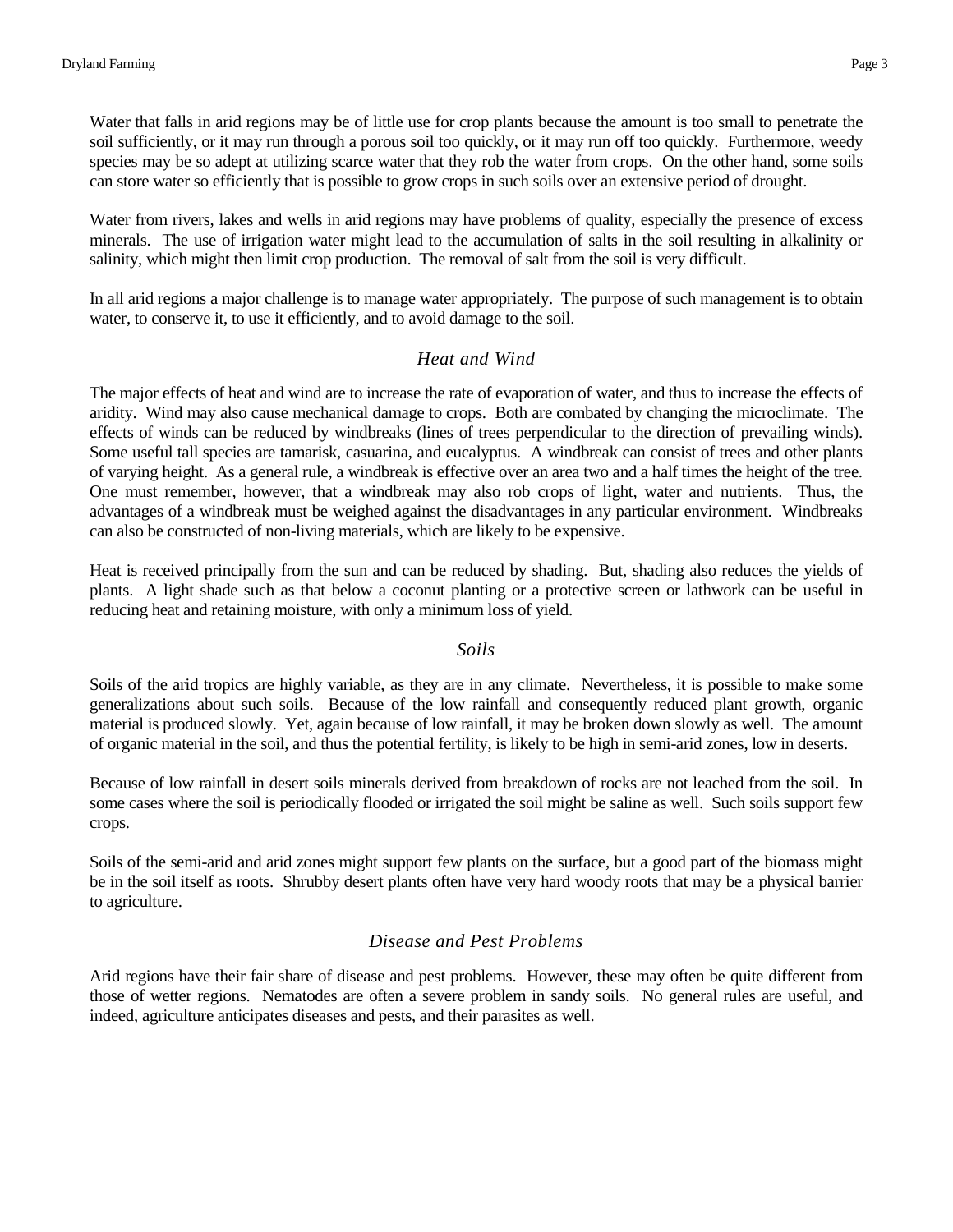Water that falls in arid regions may be of little use for crop plants because the amount is too small to penetrate the soil sufficiently, or it may run through a porous soil too quickly, or it may run off too quickly. Furthermore, weedy species may be so adept at utilizing scarce water that they rob the water from crops. On the other hand, some soils can store water so efficiently that is possible to grow crops in such soils over an extensive period of drought.

Water from rivers, lakes and wells in arid regions may have problems of quality, especially the presence of excess minerals. The use of irrigation water might lead to the accumulation of salts in the soil resulting in alkalinity or salinity, which might then limit crop production. The removal of salt from the soil is very difficult.

In all arid regions a major challenge is to manage water appropriately. The purpose of such management is to obtain water, to conserve it, to use it efficiently, and to avoid damage to the soil.

### *Heat and Wind*

The major effects of heat and wind are to increase the rate of evaporation of water, and thus to increase the effects of aridity. Wind may also cause mechanical damage to crops. Both are combated by changing the microclimate. The effects of winds can be reduced by windbreaks (lines of trees perpendicular to the direction of prevailing winds). Some useful tall species are tamarisk, casuarina, and eucalyptus. A windbreak can consist of trees and other plants of varying height. As a general rule, a windbreak is effective over an area two and a half times the height of the tree. One must remember, however, that a windbreak may also rob crops of light, water and nutrients. Thus, the advantages of a windbreak must be weighed against the disadvantages in any particular environment. Windbreaks can also be constructed of non-living materials, which are likely to be expensive.

Heat is received principally from the sun and can be reduced by shading. But, shading also reduces the yields of plants. A light shade such as that below a coconut planting or a protective screen or lathwork can be useful in reducing heat and retaining moisture, with only a minimum loss of yield.

### *Soils*

Soils of the arid tropics are highly variable, as they are in any climate. Nevertheless, it is possible to make some generalizations about such soils. Because of the low rainfall and consequently reduced plant growth, organic material is produced slowly. Yet, again because of low rainfall, it may be broken down slowly as well. The amount of organic material in the soil, and thus the potential fertility, is likely to be high in semi-arid zones, low in deserts.

Because of low rainfall in desert soils minerals derived from breakdown of rocks are not leached from the soil. In some cases where the soil is periodically flooded or irrigated the soil might be saline as well. Such soils support few crops.

Soils of the semi-arid and arid zones might support few plants on the surface, but a good part of the biomass might be in the soil itself as roots. Shrubby desert plants often have very hard woody roots that may be a physical barrier to agriculture.

### *Disease and Pest Problems*

Arid regions have their fair share of disease and pest problems. However, these may often be quite different from those of wetter regions. Nematodes are often a severe problem in sandy soils. No general rules are useful, and indeed, agriculture anticipates diseases and pests, and their parasites as well.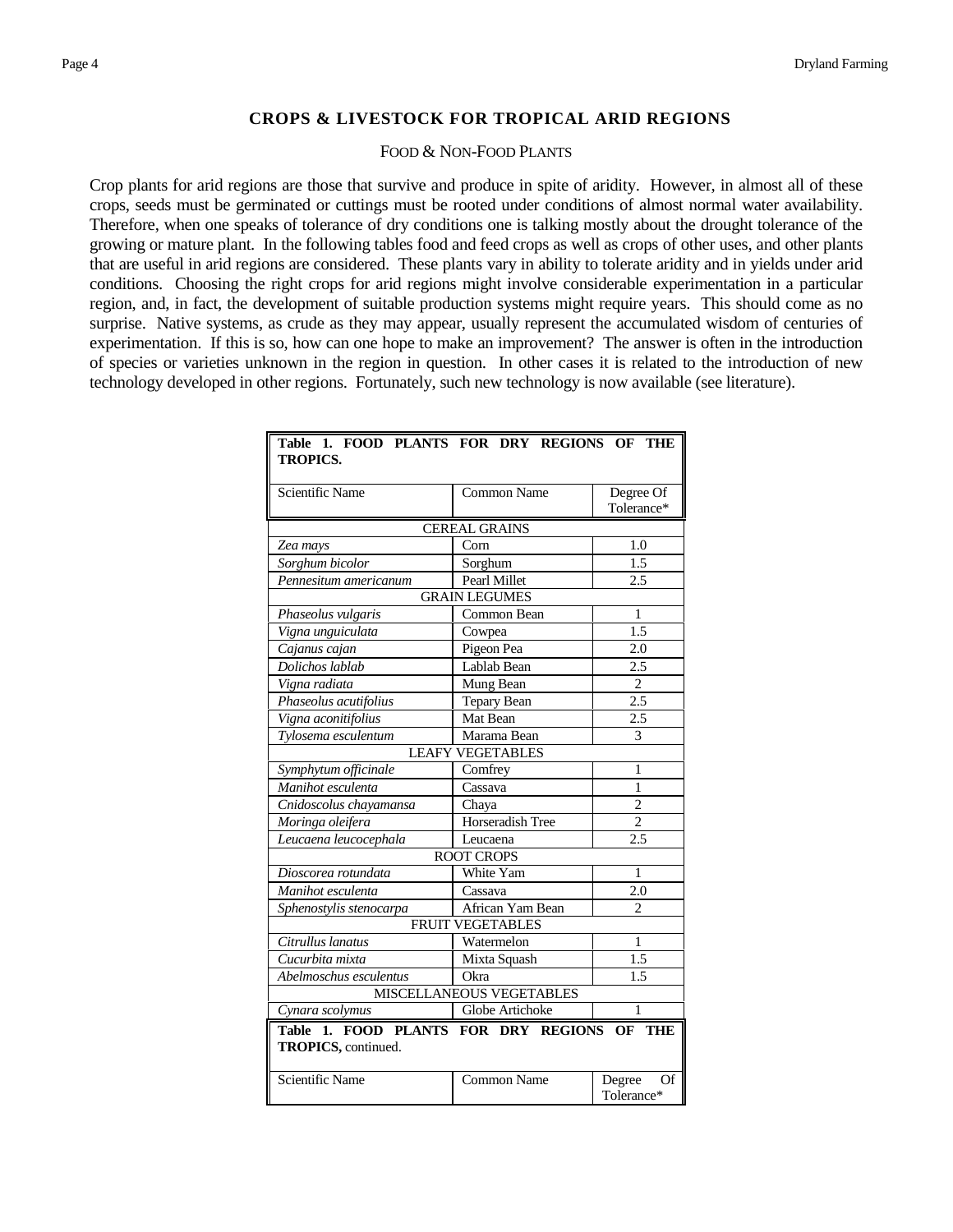## CROPS & LIVESTOCK FOR TROPICAL ARID REGIONS

### FOOD & NON-FOOD PLANTS

Crop plants for arid regions are those that survive and produce in spite of aridity. However, in almost all of these crops, seeds must be germinated or cuttings must be rooted under conditions of almost normal water availability. Therefore, when one speaks of tolerance of dry conditions one is talking mostly about the drought tolerance of the growing or mature plant. In the following tables food and feed crops as well as crops of other uses, and other plants that are useful in arid regions are considered. These plants vary in ability to tolerate aridity and in yields under arid conditions. Choosing the right crops for arid regions might involve considerable experimentation in a particular region, and, in fact, the development of suitable production systems might require years. This should come as no surprise. Native systems, as crude as they may appear, usually represent the accumulated wisdom of centuries of experimentation. If this is so, how can one hope to make an improvement? The answer is often in the introduction of species or varieties unknown in the region in question. In other cases it is related to the introduction of new technology developed in other regions. Fortunately, such new technology is now available (see literature).

**Table 1. FOOD PLANTS FOR DRY REGIONS OF THE TROPICS.**

| Scientific Name | Common Name | Degree Of Tolerance* |
|---|---|---|
| CEREAL GRAINS | | |
| *Zea mays* | Corn | 1.0 |
| *Sorghum bicolor* | Sorghum | 1.5 |
| *Pennesitum americanum* | Pearl Millet | 2.5 |
| GRAIN LEGUMES | | |
| *Phaseolus vulgaris* | Common Bean | 1 |
| *Vigna unguiculata* | Cowpea | 1.5 |
| *Cajanus cajan* | Pigeon Pea | 2.0 |
| *Dolichos lablab* | Lablab Bean | 2.5 |
| *Vigna radiata* | Mung Bean | 2 |
| *Phaseolus acutifolius* | Tepary Bean | 2.5 |
| *Vigna aconitifolius* | Mat Bean | 2.5 |
| *Tylosema esculentum* | Marama Bean | 3 |
| LEAFY VEGETABLES | | |
| *Symphytum officinale* | Comfrey | 1 |
| *Manihot esculenta* | Cassava | 1 |
| *Cnidoscolus chayamansa* | Chaya | 2 |
| *Moringa oleifera* | Horseradish Tree | 2 |
| *Leucaena leucocephala* | Leucaena | 2.5 |
| ROOT CROPS | | |
| *Dioscorea rotundata* | White Yam | 1 |
| *Manihot esculenta* | Cassava | 2.0 |
| *Sphenostylis stenocarpa* | African Yam Bean | 2 |
| FRUIT VEGETABLES | | |
| *Citrullus lanatus* | Watermelon | 1 |
| *Cucurbita mixta* | Mixta Squash | 1.5 |
| *Abelmoschus esculentus* | Okra | 1.5 |
| MISCELLANEOUS VEGETABLES | | |
| *Cynara scolymus* | Globe Artichoke | 1 |

**Table 1. FOOD PLANTS FOR DRY REGIONS OF THE TROPICS,** continued.

| Scientific Name | Common Name | Degree Of Tolerance* |
|---|---|---|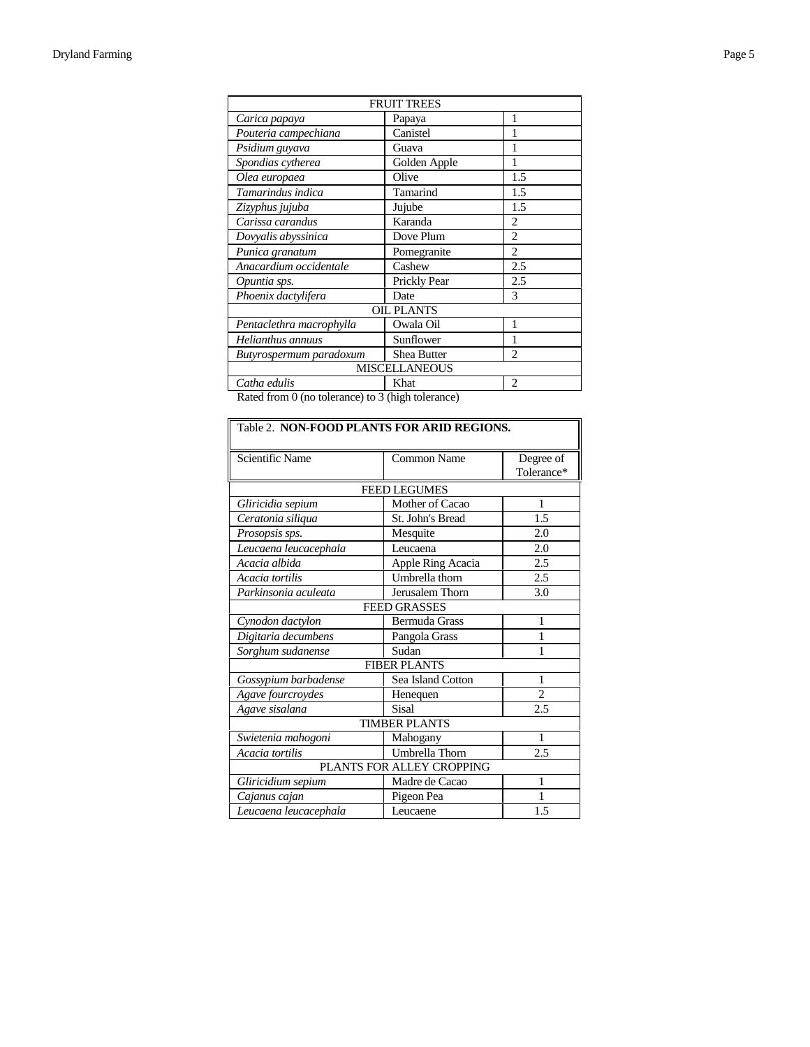| | | |
|---|---|---|
| FRUIT TREES | | |
| *Carica papaya* | Papaya | 1 |
| *Pouteria campechiana* | Canistel | 1 |
| *Psidium guyava* | Guava | 1 |
| *Spondias cytherea* | Golden Apple | 1 |
| *Olea europaea* | Olive | 1.5 |
| *Tamarindus indica* | Tamarind | 1.5 |
| *Zizyphus jujuba* | Jujube | 1.5 |
| *Carissa carandus* | Karanda | 2 |
| *Dovyalis abyssinica* | Dove Plum | 2 |
| *Punica granatum* | Pomegranite | 2 |
| *Anacardium occidentale* | Cashew | 2.5 |
| *Opuntia sps.* | Prickly Pear | 2.5 |
| *Phoenix dactylifera* | Date | 3 |
| OIL PLANTS | | |
| *Pentaclethra macrophylla* | Owala Oil | 1 |
| *Helianthus annuus* | Sunflower | 1 |
| *Butyrospermum paradoxum* | Shea Butter | 2 |
| MISCELLANEOUS | | |
| *Catha edulis* | Khat | 2 |

Rated from 0 (no tolerance) to 3 (high tolerance)

Table 2. **NON-FOOD PLANTS FOR ARID REGIONS.**

| Scientific Name | Common Name | Degree of Tolerance* |
|---|---|---|
| FEED LEGUMES | | |
| *Gliricidia sepium* | Mother of Cacao | 1 |
| *Ceratonia siliqua* | St. John's Bread | 1.5 |
| *Prosopsis sps.* | Mesquite | 2.0 |
| *Leucaena leucacephala* | Leucaena | 2.0 |
| *Acacia albida* | Apple Ring Acacia | 2.5 |
| *Acacia tortilis* | Umbrella thorn | 2.5 |
| *Parkinsonia aculeata* | Jerusalem Thorn | 3.0 |
| FEED GRASSES | | |
| *Cynodon dactylon* | Bermuda Grass | 1 |
| *Digitaria decumbens* | Pangola Grass | 1 |
| *Sorghum sudanense* | Sudan | 1 |
| FIBER PLANTS | | |
| *Gossypium barbadense* | Sea Island Cotton | 1 |
| *Agave fourcroydes* | Henequen | 2 |
| *Agave sisalana* | Sisal | 2.5 |
| TIMBER PLANTS | | |
| *Swietenia mahogoni* | Mahogany | 1 |
| *Acacia tortilis* | Umbrella Thorn | 2.5 |
| PLANTS FOR ALLEY CROPPING | | |
| *Gliricidium sepium* | Madre de Cacao | 1 |
| *Cajanus cajan* | Pigeon Pea | 1 |
| *Leucaena leucacephala* | Leucaene | 1.5 |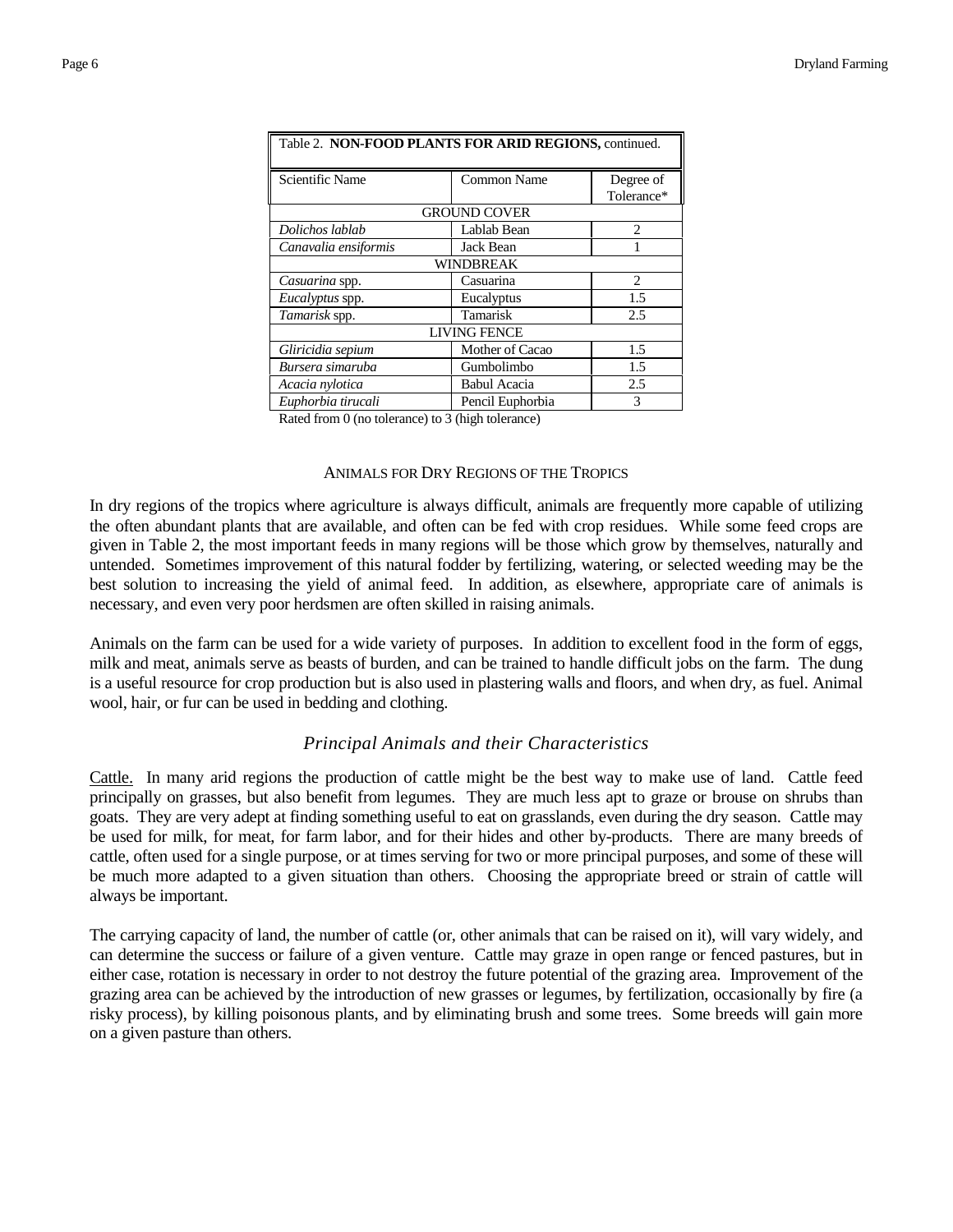| Table 2. **NON-FOOD PLANTS FOR ARID REGIONS,** continued. | | |
|---|---|---|
| Scientific Name | Common Name | Degree of Tolerance* |
| GROUND COVER | | |
| *Dolichos lablab* | Lablab Bean | 2 |
| *Canavalia ensiformis* | Jack Bean | 1 |
| WINDBREAK | | |
| *Casuarina* spp. | Casuarina | 2 |
| *Eucalyptus* spp. | Eucalyptus | 1.5 |
| *Tamarisk* spp. | Tamarisk | 2.5 |
| LIVING FENCE | | |
| *Gliricidia sepium* | Mother of Cacao | 1.5 |
| *Bursera simaruba* | Gumbolimbo | 1.5 |
| *Acacia nylotica* | Babul Acacia | 2.5 |
| *Euphorbia tirucali* | Pencil Euphorbia | 3 |

Rated from 0 (no tolerance) to 3 (high tolerance)

## ANIMALS FOR DRY REGIONS OF THE TROPICS

In dry regions of the tropics where agriculture is always difficult, animals are frequently more capable of utilizing the often abundant plants that are available, and often can be fed with crop residues. While some feed crops are given in Table 2, the most important feeds in many regions will be those which grow by themselves, naturally and untended. Sometimes improvement of this natural fodder by fertilizing, watering, or selected weeding may be the best solution to increasing the yield of animal feed. In addition, as elsewhere, appropriate care of animals is necessary, and even very poor herdsmen are often skilled in raising animals.

Animals on the farm can be used for a wide variety of purposes. In addition to excellent food in the form of eggs, milk and meat, animals serve as beasts of burden, and can be trained to handle difficult jobs on the farm. The dung is a useful resource for crop production but is also used in plastering walls and floors, and when dry, as fuel. Animal wool, hair, or fur can be used in bedding and clothing.

### *Principal Animals and their Characteristics*

Cattle. In many arid regions the production of cattle might be the best way to make use of land. Cattle feed principally on grasses, but also benefit from legumes. They are much less apt to graze or brouse on shrubs than goats. They are very adept at finding something useful to eat on grasslands, even during the dry season. Cattle may be used for milk, for meat, for farm labor, and for their hides and other by-products. There are many breeds of cattle, often used for a single purpose, or at times serving for two or more principal purposes, and some of these will be much more adapted to a given situation than others. Choosing the appropriate breed or strain of cattle will always be important.

The carrying capacity of land, the number of cattle (or, other animals that can be raised on it), will vary widely, and can determine the success or failure of a given venture. Cattle may graze in open range or fenced pastures, but in either case, rotation is necessary in order to not destroy the future potential of the grazing area. Improvement of the grazing area can be achieved by the introduction of new grasses or legumes, by fertilization, occasionally by fire (a risky process), by killing poisonous plants, and by eliminating brush and some trees. Some breeds will gain more on a given pasture than others.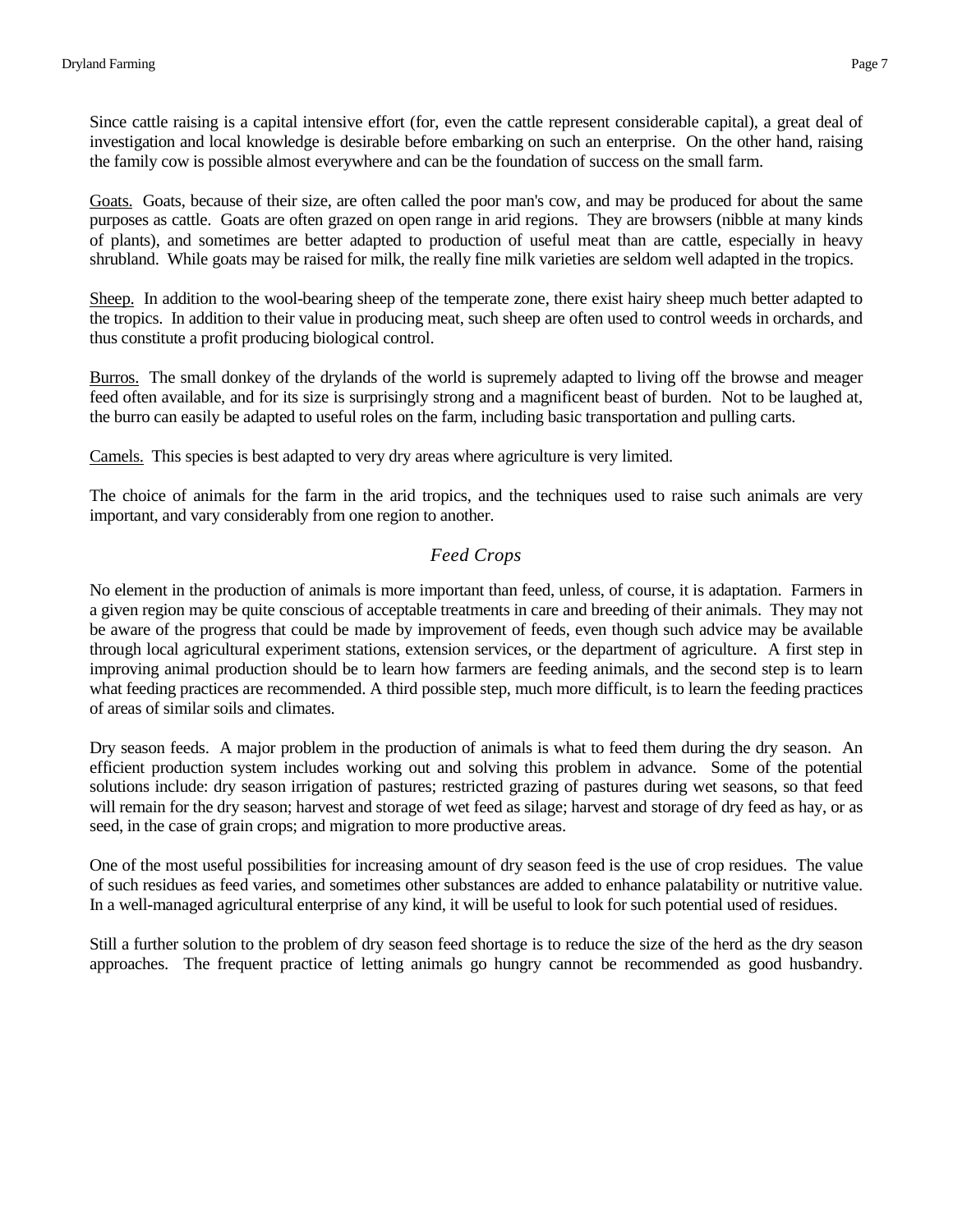Since cattle raising is a capital intensive effort (for, even the cattle represent considerable capital), a great deal of investigation and local knowledge is desirable before embarking on such an enterprise. On the other hand, raising the family cow is possible almost everywhere and can be the foundation of success on the small farm.

<u>Goats.</u> Goats, because of their size, are often called the poor man's cow, and may be produced for about the same purposes as cattle. Goats are often grazed on open range in arid regions. They are browsers (nibble at many kinds of plants), and sometimes are better adapted to production of useful meat than are cattle, especially in heavy shrubland. While goats may be raised for milk, the really fine milk varieties are seldom well adapted in the tropics.

<u>Sheep.</u> In addition to the wool-bearing sheep of the temperate zone, there exist hairy sheep much better adapted to the tropics. In addition to their value in producing meat, such sheep are often used to control weeds in orchards, and thus constitute a profit producing biological control.

<u>Burros.</u> The small donkey of the drylands of the world is supremely adapted to living off the browse and meager feed often available, and for its size is surprisingly strong and a magnificent beast of burden. Not to be laughed at, the burro can easily be adapted to useful roles on the farm, including basic transportation and pulling carts.

<u>Camels.</u> This species is best adapted to very dry areas where agriculture is very limited.

The choice of animals for the farm in the arid tropics, and the techniques used to raise such animals are very important, and vary considerably from one region to another.

### *Feed Crops*

No element in the production of animals is more important than feed, unless, of course, it is adaptation. Farmers in a given region may be quite conscious of acceptable treatments in care and breeding of their animals. They may not be aware of the progress that could be made by improvement of feeds, even though such advice may be available through local agricultural experiment stations, extension services, or the department of agriculture. A first step in improving animal production should be to learn how farmers are feeding animals, and the second step is to learn what feeding practices are recommended. A third possible step, much more difficult, is to learn the feeding practices of areas of similar soils and climates.

Dry season feeds. A major problem in the production of animals is what to feed them during the dry season. An efficient production system includes working out and solving this problem in advance. Some of the potential solutions include: dry season irrigation of pastures; restricted grazing of pastures during wet seasons, so that feed will remain for the dry season; harvest and storage of wet feed as silage; harvest and storage of dry feed as hay, or as seed, in the case of grain crops; and migration to more productive areas.

One of the most useful possibilities for increasing amount of dry season feed is the use of crop residues. The value of such residues as feed varies, and sometimes other substances are added to enhance palatability or nutritive value. In a well-managed agricultural enterprise of any kind, it will be useful to look for such potential used of residues.

Still a further solution to the problem of dry season feed shortage is to reduce the size of the herd as the dry season approaches. The frequent practice of letting animals go hungry cannot be recommended as good husbandry.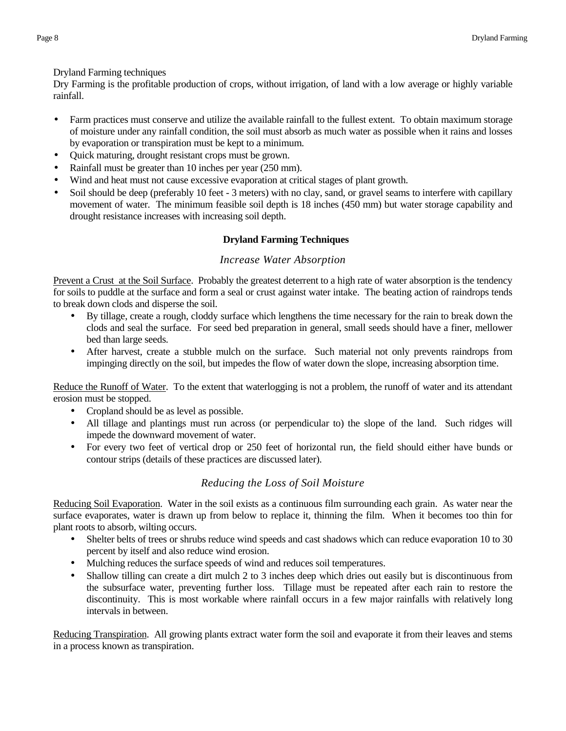Dryland Farming techniques

Dry Farming is the profitable production of crops, without irrigation, of land with a low average or highly variable rainfall.

- Farm practices must conserve and utilize the available rainfall to the fullest extent. To obtain maximum storage of moisture under any rainfall condition, the soil must absorb as much water as possible when it rains and losses by evaporation or transpiration must be kept to a minimum.
- Quick maturing, drought resistant crops must be grown.
- Rainfall must be greater than 10 inches per year (250 mm).
- Wind and heat must not cause excessive evaporation at critical stages of plant growth.
- Soil should be deep (preferably 10 feet - 3 meters) with no clay, sand, or gravel seams to interfere with capillary movement of water. The minimum feasible soil depth is 18 inches (450 mm) but water storage capability and drought resistance increases with increasing soil depth.

## Dryland Farming Techniques

### *Increase Water Absorption*

Prevent a Crust at the Soil Surface. Probably the greatest deterrent to a high rate of water absorption is the tendency for soils to puddle at the surface and form a seal or crust against water intake. The beating action of raindrops tends to break down clods and disperse the soil.

- By tillage, create a rough, cloddy surface which lengthens the time necessary for the rain to break down the clods and seal the surface. For seed bed preparation in general, small seeds should have a finer, mellower bed than large seeds.
- After harvest, create a stubble mulch on the surface. Such material not only prevents raindrops from impinging directly on the soil, but impedes the flow of water down the slope, increasing absorption time.

Reduce the Runoff of Water. To the extent that waterlogging is not a problem, the runoff of water and its attendant erosion must be stopped.

- Cropland should be as level as possible.
- All tillage and plantings must run across (or perpendicular to) the slope of the land. Such ridges will impede the downward movement of water.
- For every two feet of vertical drop or 250 feet of horizontal run, the field should either have bunds or contour strips (details of these practices are discussed later).

### *Reducing the Loss of Soil Moisture*

Reducing Soil Evaporation. Water in the soil exists as a continuous film surrounding each grain. As water near the surface evaporates, water is drawn up from below to replace it, thinning the film. When it becomes too thin for plant roots to absorb, wilting occurs.

- Shelter belts of trees or shrubs reduce wind speeds and cast shadows which can reduce evaporation 10 to 30 percent by itself and also reduce wind erosion.
- Mulching reduces the surface speeds of wind and reduces soil temperatures.
- Shallow tilling can create a dirt mulch 2 to 3 inches deep which dries out easily but is discontinuous from the subsurface water, preventing further loss. Tillage must be repeated after each rain to restore the discontinuity. This is most workable where rainfall occurs in a few major rainfalls with relatively long intervals in between.

Reducing Transpiration. All growing plants extract water form the soil and evaporate it from their leaves and stems in a process known as transpiration.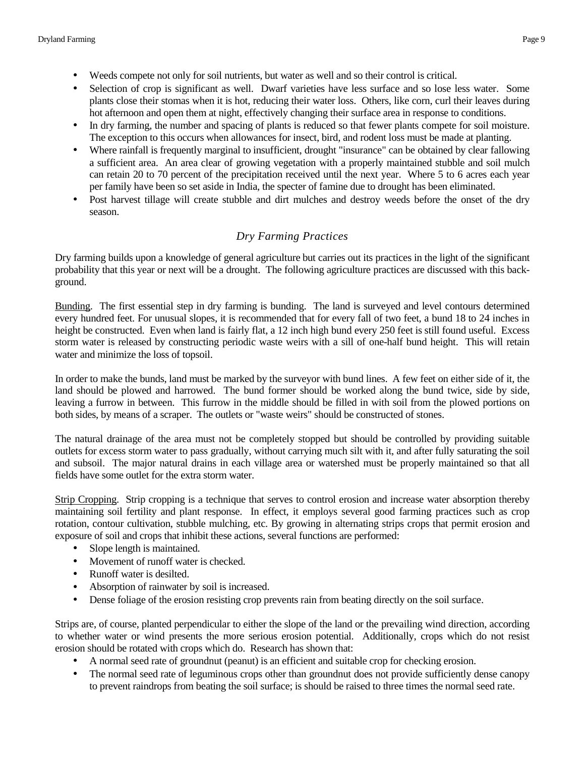- Weeds compete not only for soil nutrients, but water as well and so their control is critical.
- Selection of crop is significant as well. Dwarf varieties have less surface and so lose less water. Some plants close their stomas when it is hot, reducing their water loss. Others, like corn, curl their leaves during hot afternoon and open them at night, effectively changing their surface area in response to conditions.
- In dry farming, the number and spacing of plants is reduced so that fewer plants compete for soil moisture. The exception to this occurs when allowances for insect, bird, and rodent loss must be made at planting.
- Where rainfall is frequently marginal to insufficient, drought "insurance" can be obtained by clear fallowing a sufficient area. An area clear of growing vegetation with a properly maintained stubble and soil mulch can retain 20 to 70 percent of the precipitation received until the next year. Where 5 to 6 acres each year per family have been so set aside in India, the specter of famine due to drought has been eliminated.
- Post harvest tillage will create stubble and dirt mulches and destroy weeds before the onset of the dry season.

## *Dry Farming Practices*

Dry farming builds upon a knowledge of general agriculture but carries out its practices in the light of the significant probability that this year or next will be a drought. The following agriculture practices are discussed with this background.

Bunding. The first essential step in dry farming is bunding. The land is surveyed and level contours determined every hundred feet. For unusual slopes, it is recommended that for every fall of two feet, a bund 18 to 24 inches in height be constructed. Even when land is fairly flat, a 12 inch high bund every 250 feet is still found useful. Excess storm water is released by constructing periodic waste weirs with a sill of one-half bund height. This will retain water and minimize the loss of topsoil.

In order to make the bunds, land must be marked by the surveyor with bund lines. A few feet on either side of it, the land should be plowed and harrowed. The bund former should be worked along the bund twice, side by side, leaving a furrow in between. This furrow in the middle should be filled in with soil from the plowed portions on both sides, by means of a scraper. The outlets or "waste weirs" should be constructed of stones.

The natural drainage of the area must not be completely stopped but should be controlled by providing suitable outlets for excess storm water to pass gradually, without carrying much silt with it, and after fully saturating the soil and subsoil. The major natural drains in each village area or watershed must be properly maintained so that all fields have some outlet for the extra storm water.

Strip Cropping. Strip cropping is a technique that serves to control erosion and increase water absorption thereby maintaining soil fertility and plant response. In effect, it employs several good farming practices such as crop rotation, contour cultivation, stubble mulching, etc. By growing in alternating strips crops that permit erosion and exposure of soil and crops that inhibit these actions, several functions are performed:

- Slope length is maintained.
- Movement of runoff water is checked.
- Runoff water is desilted.
- Absorption of rainwater by soil is increased.
- Dense foliage of the erosion resisting crop prevents rain from beating directly on the soil surface.

Strips are, of course, planted perpendicular to either the slope of the land or the prevailing wind direction, according to whether water or wind presents the more serious erosion potential. Additionally, crops which do not resist erosion should be rotated with crops which do. Research has shown that:

- A normal seed rate of groundnut (peanut) is an efficient and suitable crop for checking erosion.
- The normal seed rate of leguminous crops other than groundnut does not provide sufficiently dense canopy to prevent raindrops from beating the soil surface; is should be raised to three times the normal seed rate.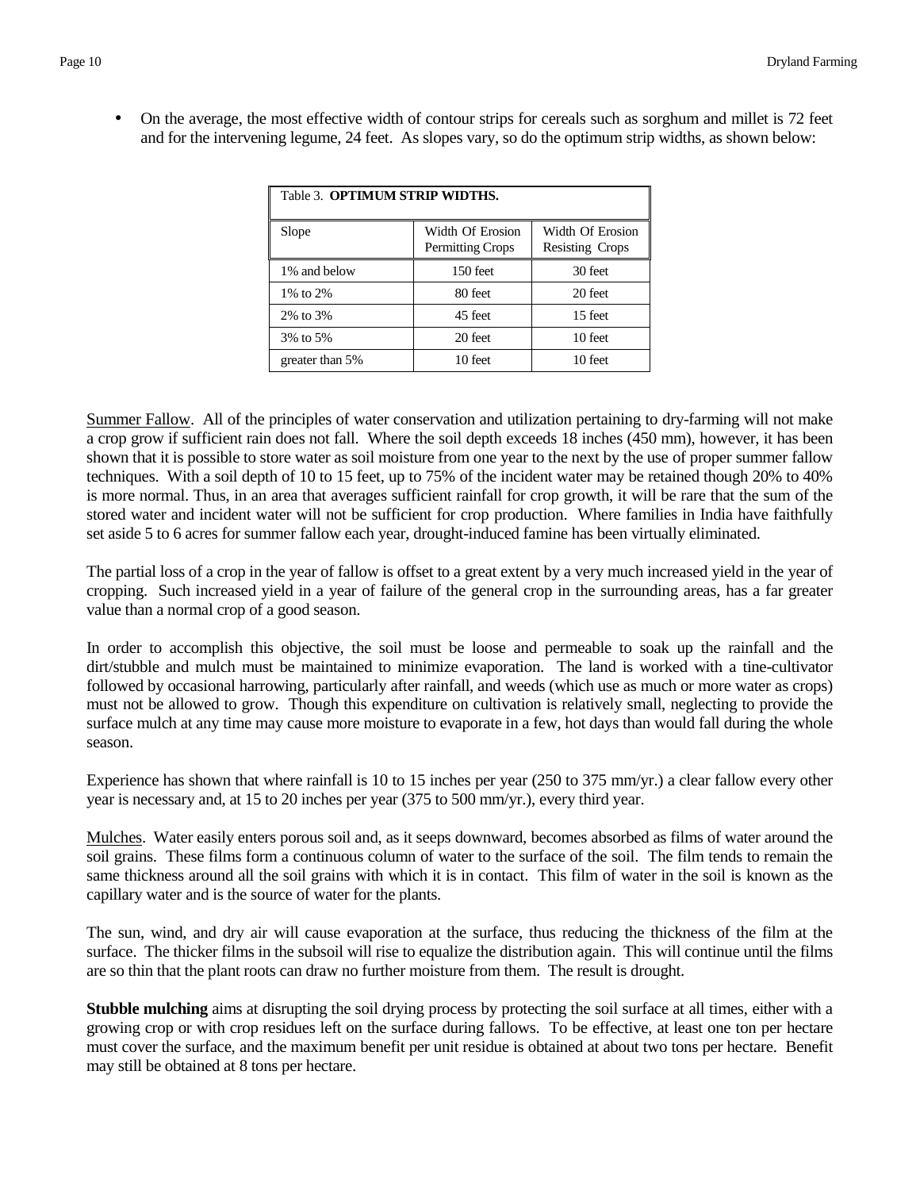- On the average, the most effective width of contour strips for cereals such as sorghum and millet is 72 feet and for the intervening legume, 24 feet. As slopes vary, so do the optimum strip widths, as shown below:

Table 3. **OPTIMUM STRIP WIDTHS.**

| Slope | Width Of Erosion Permitting Crops | Width Of Erosion Resisting Crops |
|---|---|---|
| 1% and below | 150 feet | 30 feet |
| 1% to 2% | 80 feet | 20 feet |
| 2% to 3% | 45 feet | 15 feet |
| 3% to 5% | 20 feet | 10 feet |
| greater than 5% | 10 feet | 10 feet |

Summer Fallow. All of the principles of water conservation and utilization pertaining to dry-farming will not make a crop grow if sufficient rain does not fall. Where the soil depth exceeds 18 inches (450 mm), however, it has been shown that it is possible to store water as soil moisture from one year to the next by the use of proper summer fallow techniques. With a soil depth of 10 to 15 feet, up to 75% of the incident water may be retained though 20% to 40% is more normal. Thus, in an area that averages sufficient rainfall for crop growth, it will be rare that the sum of the stored water and incident water will not be sufficient for crop production. Where families in India have faithfully set aside 5 to 6 acres for summer fallow each year, drought-induced famine has been virtually eliminated.

The partial loss of a crop in the year of fallow is offset to a great extent by a very much increased yield in the year of cropping. Such increased yield in a year of failure of the general crop in the surrounding areas, has a far greater value than a normal crop of a good season.

In order to accomplish this objective, the soil must be loose and permeable to soak up the rainfall and the dirt/stubble and mulch must be maintained to minimize evaporation. The land is worked with a tine-cultivator followed by occasional harrowing, particularly after rainfall, and weeds (which use as much or more water as crops) must not be allowed to grow. Though this expenditure on cultivation is relatively small, neglecting to provide the surface mulch at any time may cause more moisture to evaporate in a few, hot days than would fall during the whole season.

Experience has shown that where rainfall is 10 to 15 inches per year (250 to 375 mm/yr.) a clear fallow every other year is necessary and, at 15 to 20 inches per year (375 to 500 mm/yr.), every third year.

Mulches. Water easily enters porous soil and, as it seeps downward, becomes absorbed as films of water around the soil grains. These films form a continuous column of water to the surface of the soil. The film tends to remain the same thickness around all the soil grains with which it is in contact. This film of water in the soil is known as the capillary water and is the source of water for the plants.

The sun, wind, and dry air will cause evaporation at the surface, thus reducing the thickness of the film at the surface. The thicker films in the subsoil will rise to equalize the distribution again. This will continue until the films are so thin that the plant roots can draw no further moisture from them. The result is drought.

**Stubble mulching** aims at disrupting the soil drying process by protecting the soil surface at all times, either with a growing crop or with crop residues left on the surface during fallows. To be effective, at least one ton per hectare must cover the surface, and the maximum benefit per unit residue is obtained at about two tons per hectare. Benefit may still be obtained at 8 tons per hectare.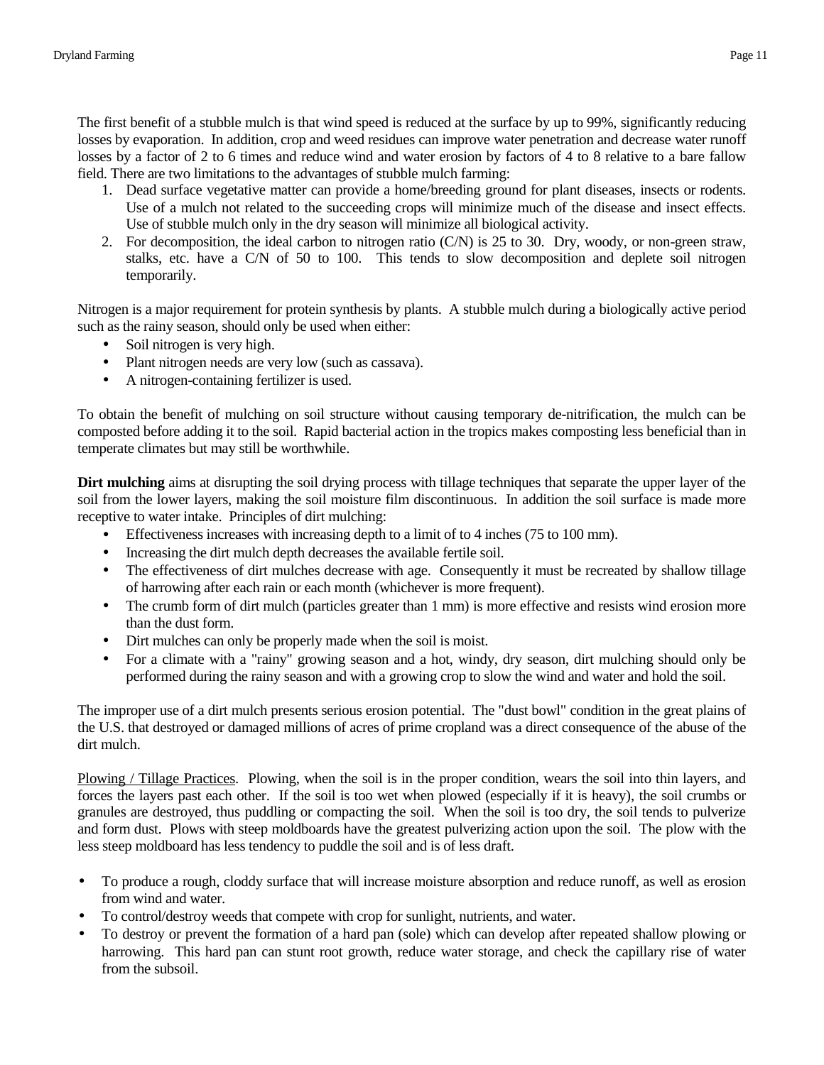The first benefit of a stubble mulch is that wind speed is reduced at the surface by up to 99%, significantly reducing losses by evaporation. In addition, crop and weed residues can improve water penetration and decrease water runoff losses by a factor of 2 to 6 times and reduce wind and water erosion by factors of 4 to 8 relative to a bare fallow field. There are two limitations to the advantages of stubble mulch farming:

1. Dead surface vegetative matter can provide a home/breeding ground for plant diseases, insects or rodents. Use of a mulch not related to the succeeding crops will minimize much of the disease and insect effects. Use of stubble mulch only in the dry season will minimize all biological activity.
2. For decomposition, the ideal carbon to nitrogen ratio (C/N) is 25 to 30. Dry, woody, or non-green straw, stalks, etc. have a C/N of 50 to 100. This tends to slow decomposition and deplete soil nitrogen temporarily.

Nitrogen is a major requirement for protein synthesis by plants. A stubble mulch during a biologically active period such as the rainy season, should only be used when either:

- Soil nitrogen is very high.
- Plant nitrogen needs are very low (such as cassava).
- A nitrogen-containing fertilizer is used.

To obtain the benefit of mulching on soil structure without causing temporary de-nitrification, the mulch can be composted before adding it to the soil. Rapid bacterial action in the tropics makes composting less beneficial than in temperate climates but may still be worthwhile.

**Dirt mulching** aims at disrupting the soil drying process with tillage techniques that separate the upper layer of the soil from the lower layers, making the soil moisture film discontinuous. In addition the soil surface is made more receptive to water intake. Principles of dirt mulching:

- Effectiveness increases with increasing depth to a limit of to 4 inches (75 to 100 mm).
- Increasing the dirt mulch depth decreases the available fertile soil.
- The effectiveness of dirt mulches decrease with age. Consequently it must be recreated by shallow tillage of harrowing after each rain or each month (whichever is more frequent).
- The crumb form of dirt mulch (particles greater than 1 mm) is more effective and resists wind erosion more than the dust form.
- Dirt mulches can only be properly made when the soil is moist.
- For a climate with a "rainy" growing season and a hot, windy, dry season, dirt mulching should only be performed during the rainy season and with a growing crop to slow the wind and water and hold the soil.

The improper use of a dirt mulch presents serious erosion potential. The "dust bowl" condition in the great plains of the U.S. that destroyed or damaged millions of acres of prime cropland was a direct consequence of the abuse of the dirt mulch.

<u>Plowing / Tillage Practices</u>. Plowing, when the soil is in the proper condition, wears the soil into thin layers, and forces the layers past each other. If the soil is too wet when plowed (especially if it is heavy), the soil crumbs or granules are destroyed, thus puddling or compacting the soil. When the soil is too dry, the soil tends to pulverize and form dust. Plows with steep moldboards have the greatest pulverizing action upon the soil. The plow with the less steep moldboard has less tendency to puddle the soil and is of less draft.

- To produce a rough, cloddy surface that will increase moisture absorption and reduce runoff, as well as erosion from wind and water.
- To control/destroy weeds that compete with crop for sunlight, nutrients, and water.
- To destroy or prevent the formation of a hard pan (sole) which can develop after repeated shallow plowing or harrowing. This hard pan can stunt root growth, reduce water storage, and check the capillary rise of water from the subsoil.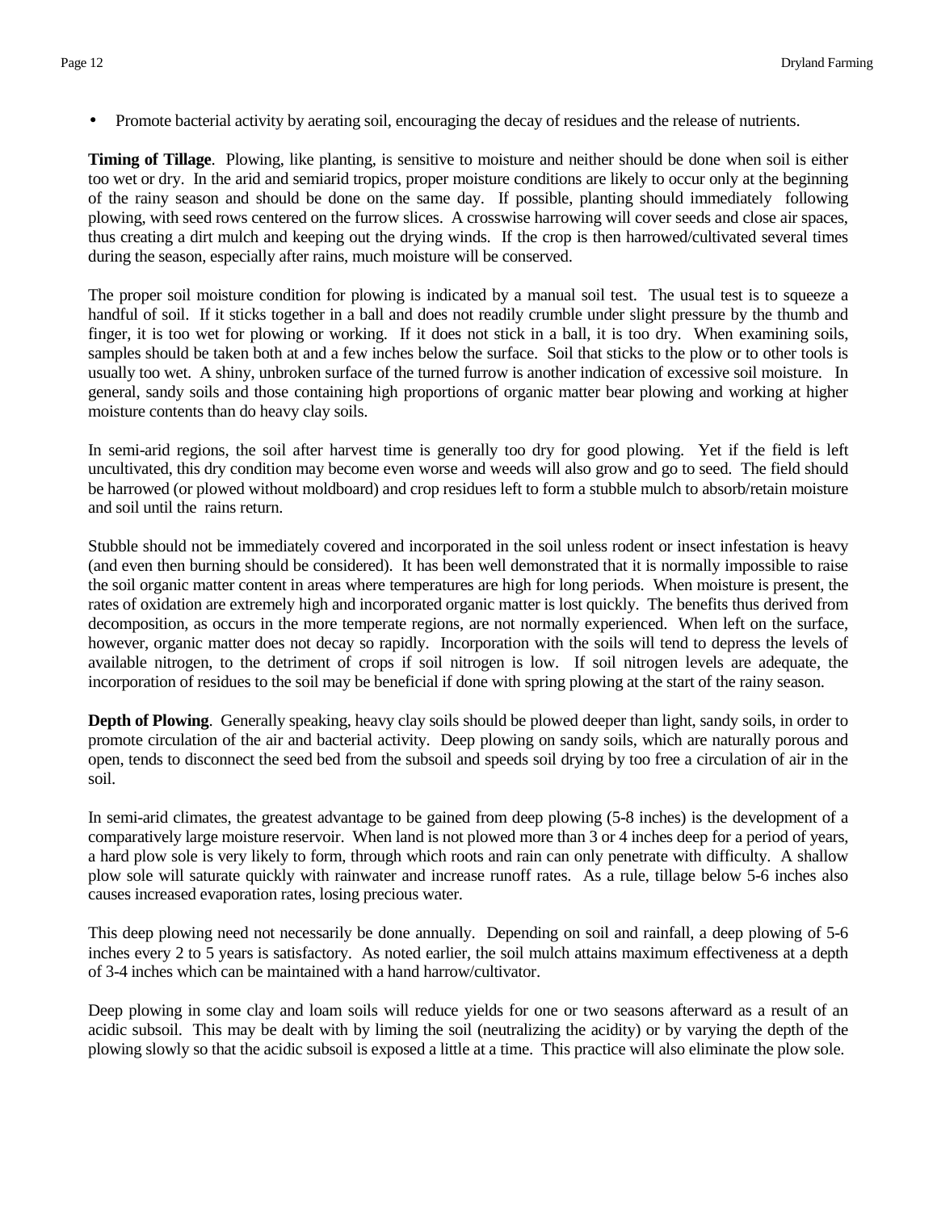- Promote bacterial activity by aerating soil, encouraging the decay of residues and the release of nutrients.

**Timing of Tillage**. Plowing, like planting, is sensitive to moisture and neither should be done when soil is either too wet or dry. In the arid and semiarid tropics, proper moisture conditions are likely to occur only at the beginning of the rainy season and should be done on the same day. If possible, planting should immediately following plowing, with seed rows centered on the furrow slices. A crosswise harrowing will cover seeds and close air spaces, thus creating a dirt mulch and keeping out the drying winds. If the crop is then harrowed/cultivated several times during the season, especially after rains, much moisture will be conserved.

The proper soil moisture condition for plowing is indicated by a manual soil test. The usual test is to squeeze a handful of soil. If it sticks together in a ball and does not readily crumble under slight pressure by the thumb and finger, it is too wet for plowing or working. If it does not stick in a ball, it is too dry. When examining soils, samples should be taken both at and a few inches below the surface. Soil that sticks to the plow or to other tools is usually too wet. A shiny, unbroken surface of the turned furrow is another indication of excessive soil moisture. In general, sandy soils and those containing high proportions of organic matter bear plowing and working at higher moisture contents than do heavy clay soils.

In semi-arid regions, the soil after harvest time is generally too dry for good plowing. Yet if the field is left uncultivated, this dry condition may become even worse and weeds will also grow and go to seed. The field should be harrowed (or plowed without moldboard) and crop residues left to form a stubble mulch to absorb/retain moisture and soil until the rains return.

Stubble should not be immediately covered and incorporated in the soil unless rodent or insect infestation is heavy (and even then burning should be considered). It has been well demonstrated that it is normally impossible to raise the soil organic matter content in areas where temperatures are high for long periods. When moisture is present, the rates of oxidation are extremely high and incorporated organic matter is lost quickly. The benefits thus derived from decomposition, as occurs in the more temperate regions, are not normally experienced. When left on the surface, however, organic matter does not decay so rapidly. Incorporation with the soils will tend to depress the levels of available nitrogen, to the detriment of crops if soil nitrogen is low. If soil nitrogen levels are adequate, the incorporation of residues to the soil may be beneficial if done with spring plowing at the start of the rainy season.

**Depth of Plowing**. Generally speaking, heavy clay soils should be plowed deeper than light, sandy soils, in order to promote circulation of the air and bacterial activity. Deep plowing on sandy soils, which are naturally porous and open, tends to disconnect the seed bed from the subsoil and speeds soil drying by too free a circulation of air in the soil.

In semi-arid climates, the greatest advantage to be gained from deep plowing (5-8 inches) is the development of a comparatively large moisture reservoir. When land is not plowed more than 3 or 4 inches deep for a period of years, a hard plow sole is very likely to form, through which roots and rain can only penetrate with difficulty. A shallow plow sole will saturate quickly with rainwater and increase runoff rates. As a rule, tillage below 5-6 inches also causes increased evaporation rates, losing precious water.

This deep plowing need not necessarily be done annually. Depending on soil and rainfall, a deep plowing of 5-6 inches every 2 to 5 years is satisfactory. As noted earlier, the soil mulch attains maximum effectiveness at a depth of 3-4 inches which can be maintained with a hand harrow/cultivator.

Deep plowing in some clay and loam soils will reduce yields for one or two seasons afterward as a result of an acidic subsoil. This may be dealt with by liming the soil (neutralizing the acidity) or by varying the depth of the plowing slowly so that the acidic subsoil is exposed a little at a time. This practice will also eliminate the plow sole.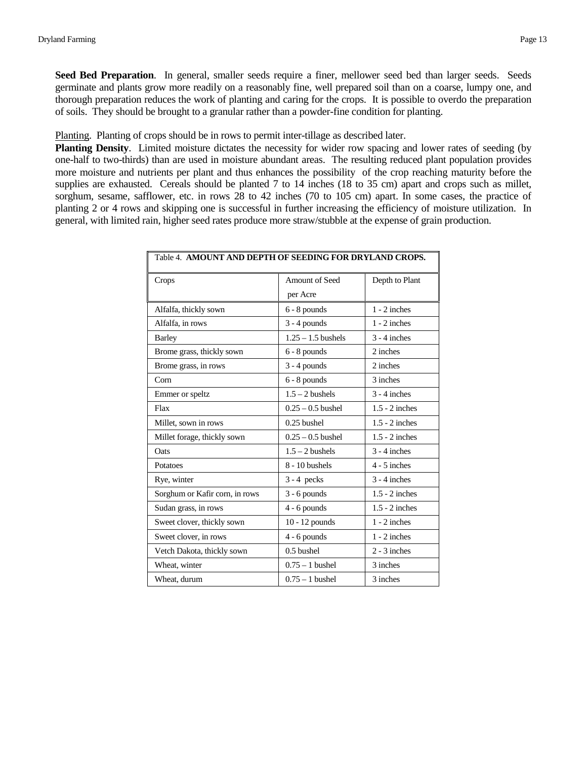**Seed Bed Preparation**. In general, smaller seeds require a finer, mellower seed bed than larger seeds. Seeds germinate and plants grow more readily on a reasonably fine, well prepared soil than on a coarse, lumpy one, and thorough preparation reduces the work of planting and caring for the crops. It is possible to overdo the preparation of soils. They should be brought to a granular rather than a powder-fine condition for planting.

Planting. Planting of crops should be in rows to permit inter-tillage as described later.

**Planting Density**. Limited moisture dictates the necessity for wider row spacing and lower rates of seeding (by one-half to two-thirds) than are used in moisture abundant areas. The resulting reduced plant population provides more moisture and nutrients per plant and thus enhances the possibility of the crop reaching maturity before the supplies are exhausted. Cereals should be planted 7 to 14 inches (18 to 35 cm) apart and crops such as millet, sorghum, sesame, safflower, etc. in rows 28 to 42 inches (70 to 105 cm) apart. In some cases, the practice of planting 2 or 4 rows and skipping one is successful in further increasing the efficiency of moisture utilization. In general, with limited rain, higher seed rates produce more straw/stubble at the expense of grain production.

Table 4. **AMOUNT AND DEPTH OF SEEDING FOR DRYLAND CROPS.**

| Crops | Amount of Seed per Acre | Depth to Plant |
|---|---|---|
| Alfalfa, thickly sown | 6 - 8 pounds | 1 - 2 inches |
| Alfalfa, in rows | 3 - 4 pounds | 1 - 2 inches |
| Barley | 1.25 – 1.5 bushels | 3 - 4 inches |
| Brome grass, thickly sown | 6 - 8 pounds | 2 inches |
| Brome grass, in rows | 3 - 4 pounds | 2 inches |
| Corn | 6 - 8 pounds | 3 inches |
| Emmer or speltz | 1.5 – 2 bushels | 3 - 4 inches |
| Flax | 0.25 – 0.5 bushel | 1.5 - 2 inches |
| Millet, sown in rows | 0.25 bushel | 1.5 - 2 inches |
| Millet forage, thickly sown | 0.25 – 0.5 bushel | 1.5 - 2 inches |
| Oats | 1.5 – 2 bushels | 3 - 4 inches |
| Potatoes | 8 - 10 bushels | 4 - 5 inches |
| Rye, winter | 3 - 4 pecks | 3 - 4 inches |
| Sorghum or Kafir corn, in rows | 3 - 6 pounds | 1.5 - 2 inches |
| Sudan grass, in rows | 4 - 6 pounds | 1.5 - 2 inches |
| Sweet clover, thickly sown | 10 - 12 pounds | 1 - 2 inches |
| Sweet clover, in rows | 4 - 6 pounds | 1 - 2 inches |
| Vetch Dakota, thickly sown | 0.5 bushel | 2 - 3 inches |
| Wheat, winter | 0.75 – 1 bushel | 3 inches |
| Wheat, durum | 0.75 – 1 bushel | 3 inches |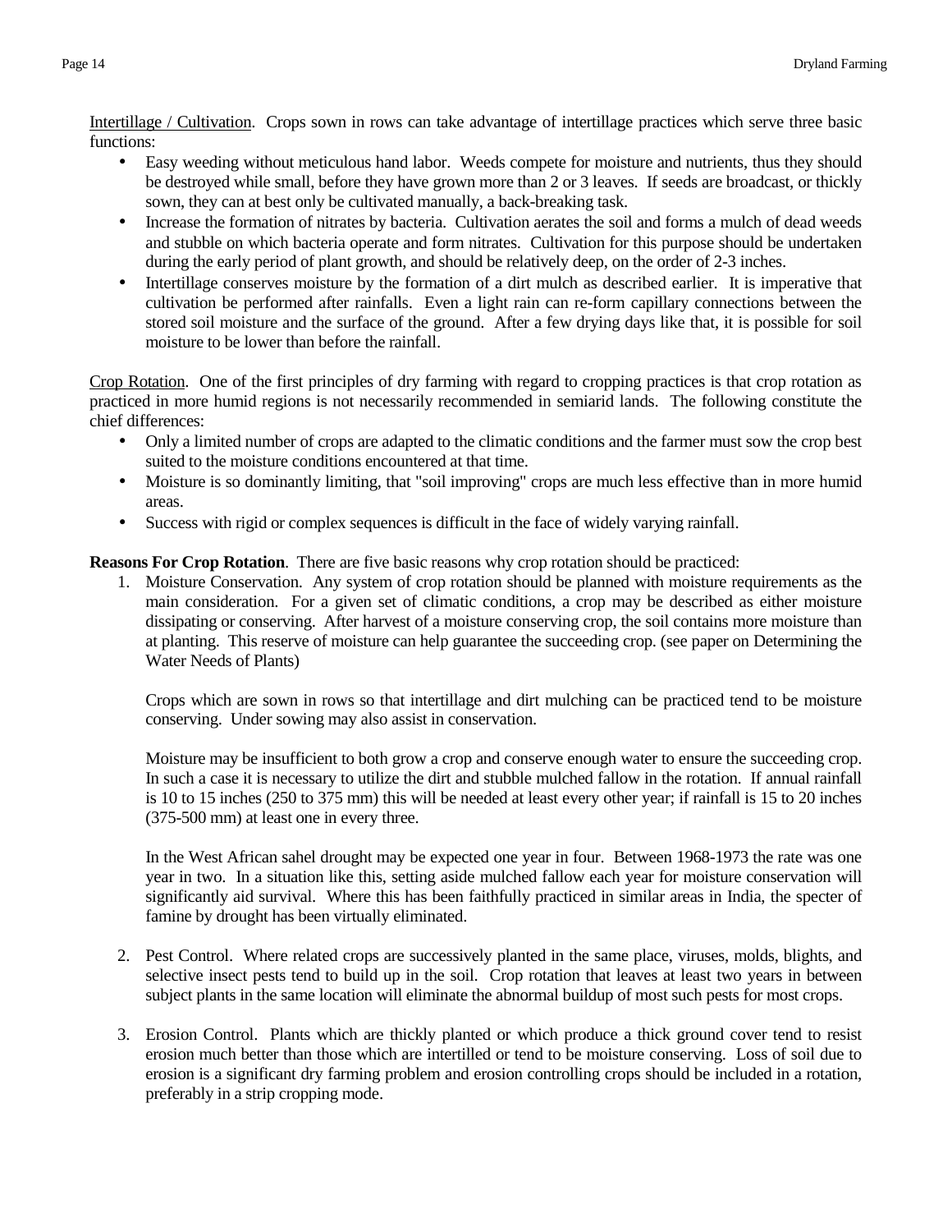Intertillage / Cultivation. Crops sown in rows can take advantage of intertillage practices which serve three basic functions:

- Easy weeding without meticulous hand labor. Weeds compete for moisture and nutrients, thus they should be destroyed while small, before they have grown more than 2 or 3 leaves. If seeds are broadcast, or thickly sown, they can at best only be cultivated manually, a back-breaking task.
- Increase the formation of nitrates by bacteria. Cultivation aerates the soil and forms a mulch of dead weeds and stubble on which bacteria operate and form nitrates. Cultivation for this purpose should be undertaken during the early period of plant growth, and should be relatively deep, on the order of 2-3 inches.
- Intertillage conserves moisture by the formation of a dirt mulch as described earlier. It is imperative that cultivation be performed after rainfalls. Even a light rain can re-form capillary connections between the stored soil moisture and the surface of the ground. After a few drying days like that, it is possible for soil moisture to be lower than before the rainfall.

Crop Rotation. One of the first principles of dry farming with regard to cropping practices is that crop rotation as practiced in more humid regions is not necessarily recommended in semiarid lands. The following constitute the chief differences:

- Only a limited number of crops are adapted to the climatic conditions and the farmer must sow the crop best suited to the moisture conditions encountered at that time.
- Moisture is so dominantly limiting, that "soil improving" crops are much less effective than in more humid areas.
- Success with rigid or complex sequences is difficult in the face of widely varying rainfall.

**Reasons For Crop Rotation**. There are five basic reasons why crop rotation should be practiced:

1. Moisture Conservation. Any system of crop rotation should be planned with moisture requirements as the main consideration. For a given set of climatic conditions, a crop may be described as either moisture dissipating or conserving. After harvest of a moisture conserving crop, the soil contains more moisture than at planting. This reserve of moisture can help guarantee the succeeding crop. (see paper on Determining the Water Needs of Plants)

   Crops which are sown in rows so that intertillage and dirt mulching can be practiced tend to be moisture conserving. Under sowing may also assist in conservation.

   Moisture may be insufficient to both grow a crop and conserve enough water to ensure the succeeding crop. In such a case it is necessary to utilize the dirt and stubble mulched fallow in the rotation. If annual rainfall is 10 to 15 inches (250 to 375 mm) this will be needed at least every other year; if rainfall is 15 to 20 inches (375-500 mm) at least one in every three.

   In the West African sahel drought may be expected one year in four. Between 1968-1973 the rate was one year in two. In a situation like this, setting aside mulched fallow each year for moisture conservation will significantly aid survival. Where this has been faithfully practiced in similar areas in India, the specter of famine by drought has been virtually eliminated.

2. Pest Control. Where related crops are successively planted in the same place, viruses, molds, blights, and selective insect pests tend to build up in the soil. Crop rotation that leaves at least two years in between subject plants in the same location will eliminate the abnormal buildup of most such pests for most crops.

3. Erosion Control. Plants which are thickly planted or which produce a thick ground cover tend to resist erosion much better than those which are intertilled or tend to be moisture conserving. Loss of soil due to erosion is a significant dry farming problem and erosion controlling crops should be included in a rotation, preferably in a strip cropping mode.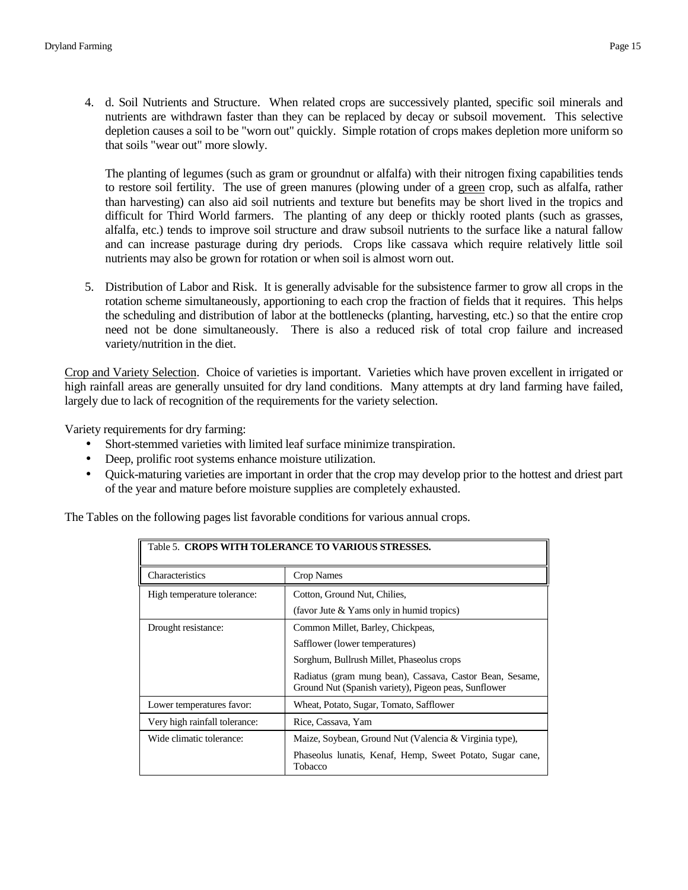4. d. Soil Nutrients and Structure. When related crops are successively planted, specific soil minerals and nutrients are withdrawn faster than they can be replaced by decay or subsoil movement. This selective depletion causes a soil to be "worn out" quickly. Simple rotation of crops makes depletion more uniform so that soils "wear out" more slowly.

   The planting of legumes (such as gram or groundnut or alfalfa) with their nitrogen fixing capabilities tends to restore soil fertility. The use of green manures (plowing under of a green crop, such as alfalfa, rather than harvesting) can also aid soil nutrients and texture but benefits may be short lived in the tropics and difficult for Third World farmers. The planting of any deep or thickly rooted plants (such as grasses, alfalfa, etc.) tends to improve soil structure and draw subsoil nutrients to the surface like a natural fallow and can increase pasturage during dry periods. Crops like cassava which require relatively little soil nutrients may also be grown for rotation or when soil is almost worn out.

5. Distribution of Labor and Risk. It is generally advisable for the subsistence farmer to grow all crops in the rotation scheme simultaneously, apportioning to each crop the fraction of fields that it requires. This helps the scheduling and distribution of labor at the bottlenecks (planting, harvesting, etc.) so that the entire crop need not be done simultaneously. There is also a reduced risk of total crop failure and increased variety/nutrition in the diet.

Crop and Variety Selection. Choice of varieties is important. Varieties which have proven excellent in irrigated or high rainfall areas are generally unsuited for dry land conditions. Many attempts at dry land farming have failed, largely due to lack of recognition of the requirements for the variety selection.

Variety requirements for dry farming:

- Short-stemmed varieties with limited leaf surface minimize transpiration.
- Deep, prolific root systems enhance moisture utilization.
- Quick-maturing varieties are important in order that the crop may develop prior to the hottest and driest part of the year and mature before moisture supplies are completely exhausted.

The Tables on the following pages list favorable conditions for various annual crops.

Table 5. **CROPS WITH TOLERANCE TO VARIOUS STRESSES.**

| Characteristics | Crop Names |
|---|---|
| High temperature tolerance: | Cotton, Ground Nut, Chilies, (favor Jute & Yams only in humid tropics) |
| Drought resistance: | Common Millet, Barley, Chickpeas, Safflower (lower temperatures) Sorghum, Bullrush Millet, Phaseolus crops Radiatus (gram mung bean), Cassava, Castor Bean, Sesame, Ground Nut (Spanish variety), Pigeon peas, Sunflower |
| Lower temperatures favor: | Wheat, Potato, Sugar, Tomato, Safflower |
| Very high rainfall tolerance: | Rice, Cassava, Yam |
| Wide climatic tolerance: | Maize, Soybean, Ground Nut (Valencia & Virginia type), Phaseolus lunatis, Kenaf, Hemp, Sweet Potato, Sugar cane, Tobacco |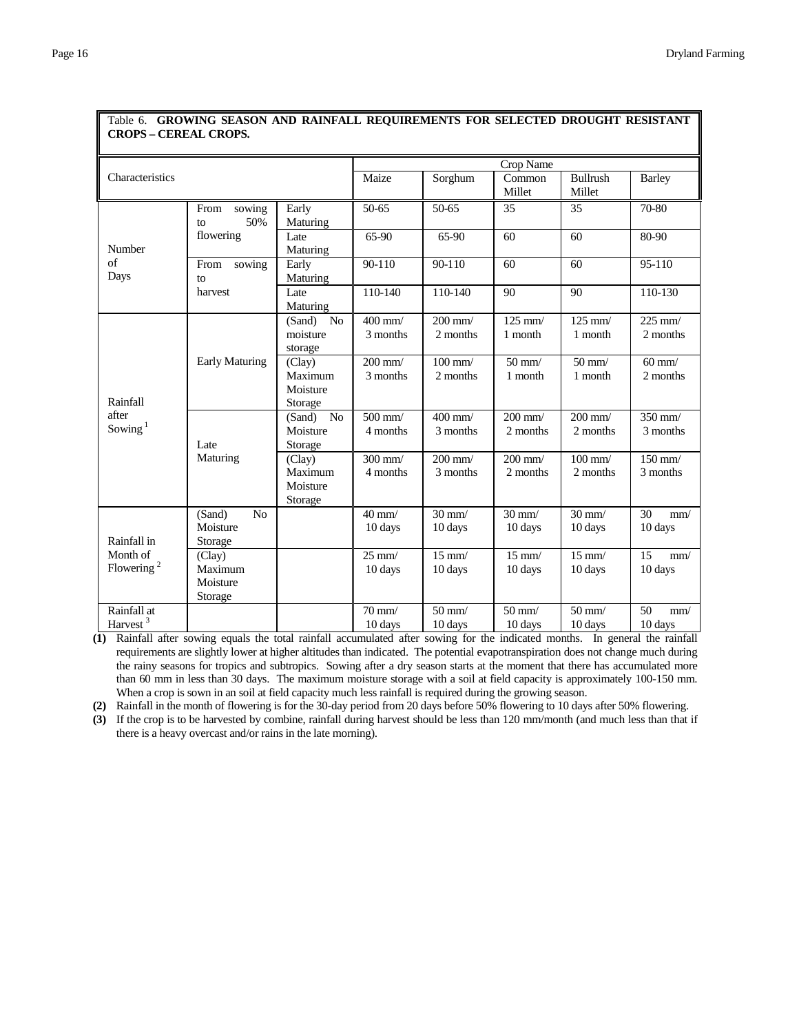Table 6. **GROWING SEASON AND RAINFALL REQUIREMENTS FOR SELECTED DROUGHT RESISTANT CROPS – CEREAL CROPS.**

| Characteristics | | | Crop Name | | | | |
|---|---|---|---|---|---|---|---|
| | | | Maize | Sorghum | Common Millet | Bullrush Millet | Barley |
| Number of Days | From sowing to 50% flowering | Early Maturing | 50-65 | 50-65 | 35 | 35 | 70-80 |
| | | Late Maturing | 65-90 | 65-90 | 60 | 60 | 80-90 |
| | From sowing to harvest | Early Maturing | 90-110 | 90-110 | 60 | 60 | 95-110 |
| | | Late Maturing | 110-140 | 110-140 | 90 | 90 | 110-130 |
| Rainfall after Sowing [1] | Early Maturing | (Sand) No moisture storage | 400 mm/ 3 months | 200 mm/ 2 months | 125 mm/ 1 month | 125 mm/ 1 month | 225 mm/ 2 months |
| | | (Clay) Maximum Moisture Storage | 200 mm/ 3 months | 100 mm/ 2 months | 50 mm/ 1 month | 50 mm/ 1 month | 60 mm/ 2 months |
| | Late Maturing | (Sand) No Moisture Storage | 500 mm/ 4 months | 400 mm/ 3 months | 200 mm/ 2 months | 200 mm/ 2 months | 350 mm/ 3 months |
| | | (Clay) Maximum Moisture Storage | 300 mm/ 4 months | 200 mm/ 3 months | 200 mm/ 2 months | 100 mm/ 2 months | 150 mm/ 3 months |
| Rainfall in Month of Flowering [2] | (Sand) No Moisture Storage | | 40 mm/ 10 days | 30 mm/ 10 days | 30 mm/ 10 days | 30 mm/ 10 days | 30 mm/ 10 days |
| | (Clay) Maximum Moisture Storage | | 25 mm/ 10 days | 15 mm/ 10 days | 15 mm/ 10 days | 15 mm/ 10 days | 15 mm/ 10 days |
| Rainfall at Harvest [3] | | | 70 mm/ 10 days | 50 mm/ 10 days | 50 mm/ 10 days | 50 mm/ 10 days | 50 mm/ 10 days |

**(1)** Rainfall after sowing equals the total rainfall accumulated after sowing for the indicated months. In general the rainfall requirements are slightly lower at higher altitudes than indicated. The potential evapotranspiration does not change much during the rainy seasons for tropics and subtropics. Sowing after a dry season starts at the moment that there has accumulated more than 60 mm in less than 30 days. The maximum moisture storage with a soil at field capacity is approximately 100-150 mm. When a crop is sown in an soil at field capacity much less rainfall is required during the growing season.

**(2)** Rainfall in the month of flowering is for the 30-day period from 20 days before 50% flowering to 10 days after 50% flowering.

**(3)** If the crop is to be harvested by combine, rainfall during harvest should be less than 120 mm/month (and much less than that if there is a heavy overcast and/or rains in the late morning).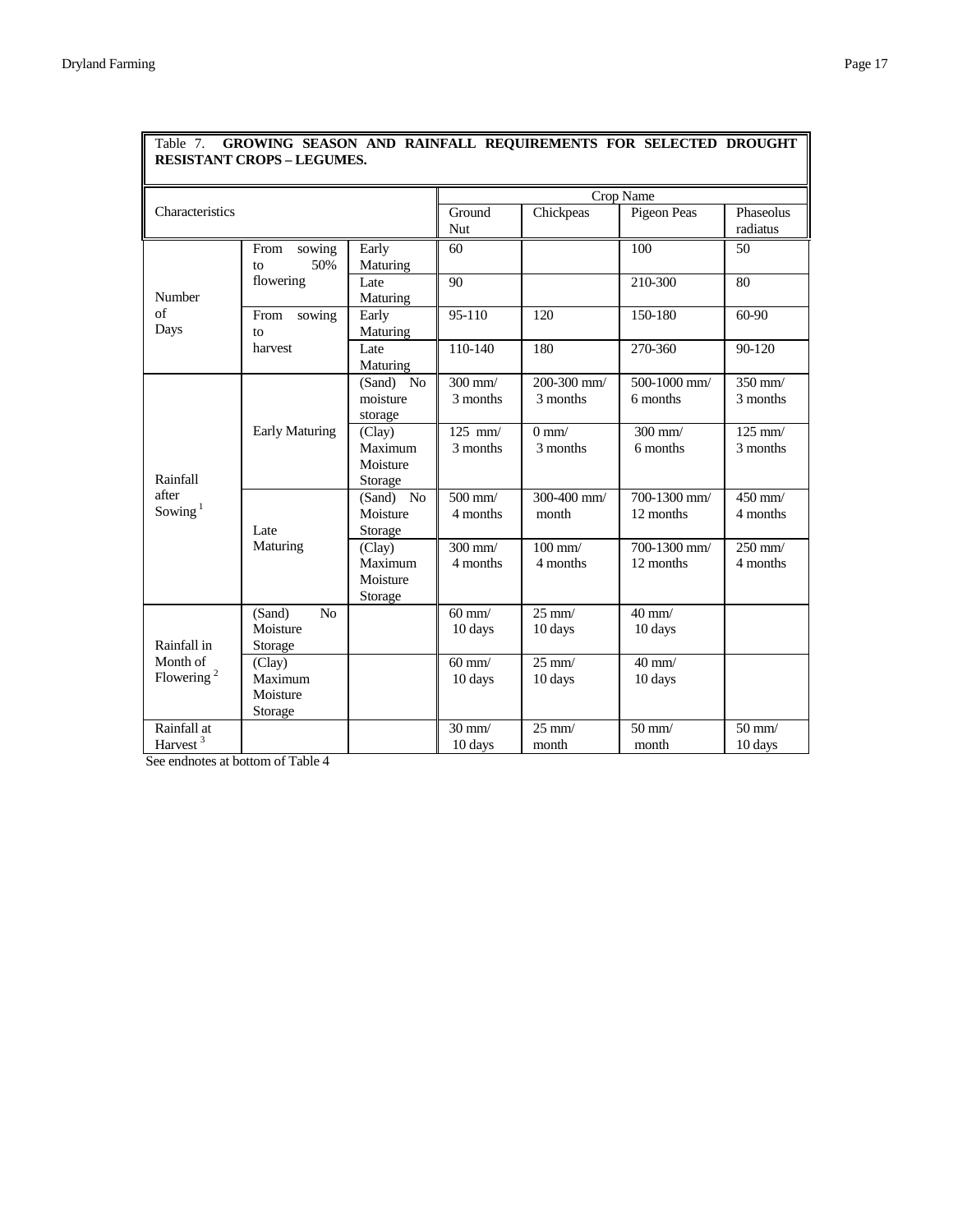Table 7. **GROWING SEASON AND RAINFALL REQUIREMENTS FOR SELECTED DROUGHT RESISTANT CROPS – LEGUMES.**

| Characteristics | | | Crop Name | | | |
|---|---|---|---|---|---|---|
| | | | Ground Nut | Chickpeas | Pigeon Peas | Phaseolus radiatus |
| Number of Days | From sowing to 50% flowering | Early Maturing | 60 | | 100 | 50 |
| | | Late Maturing | 90 | | 210-300 | 80 |
| | From sowing to harvest | Early Maturing | 95-110 | 120 | 150-180 | 60-90 |
| | | Late Maturing | 110-140 | 180 | 270-360 | 90-120 |
| Rainfall after Sowing [1] | Early Maturing | (Sand) No moisture storage | 300 mm/ 3 months | 200-300 mm/ 3 months | 500-1000 mm/ 6 months | 350 mm/ 3 months |
| | | (Clay) Maximum Moisture Storage | 125 mm/ 3 months | 0 mm/ 3 months | 300 mm/ 6 months | 125 mm/ 3 months |
| | Late Maturing | (Sand) No Moisture Storage | 500 mm/ 4 months | 300-400 mm/ month | 700-1300 mm/ 12 months | 450 mm/ 4 months |
| | | (Clay) Maximum Moisture Storage | 300 mm/ 4 months | 100 mm/ 4 months | 700-1300 mm/ 12 months | 250 mm/ 4 months |
| Rainfall in Month of Flowering [2] | (Sand) No Moisture Storage | | 60 mm/ 10 days | 25 mm/ 10 days | 40 mm/ 10 days | |
| | (Clay) Maximum Moisture Storage | | 60 mm/ 10 days | 25 mm/ 10 days | 40 mm/ 10 days | |
| Rainfall at Harvest [3] | | | 30 mm/ 10 days | 25 mm/ month | 50 mm/ month | 50 mm/ 10 days |

See endnotes at bottom of Table 4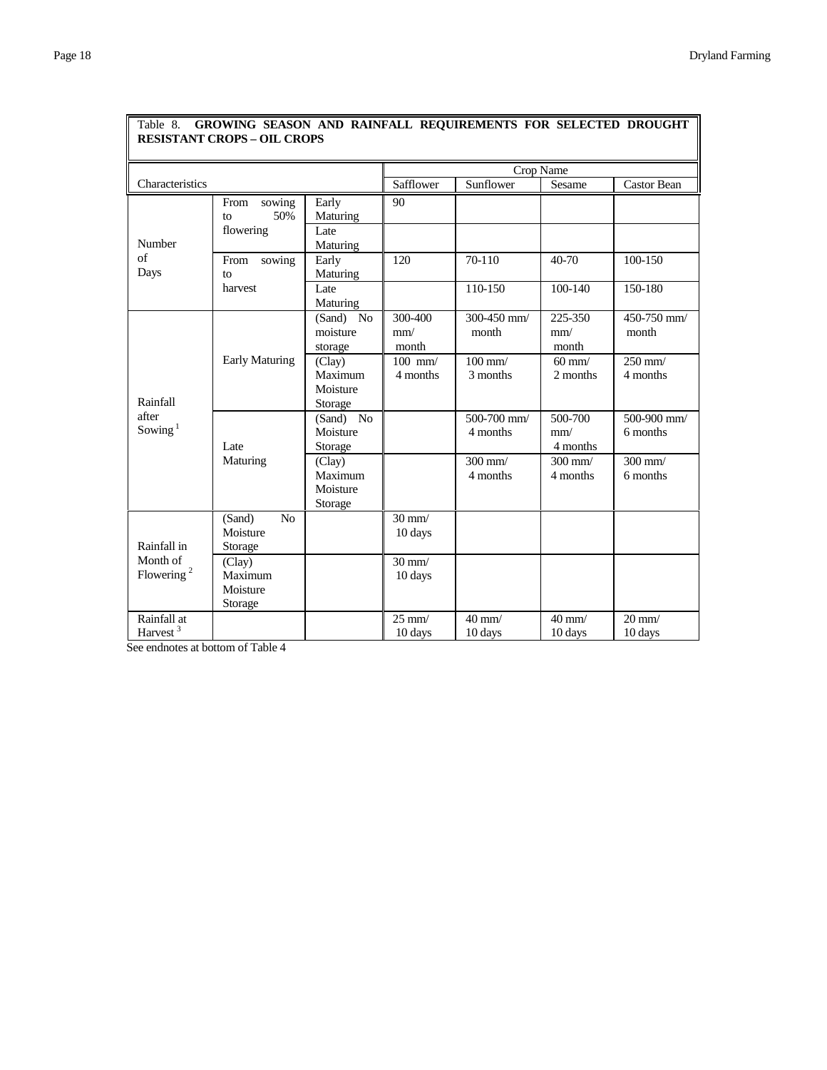Table 8. **GROWING SEASON AND RAINFALL REQUIREMENTS FOR SELECTED DROUGHT RESISTANT CROPS – OIL CROPS**

| Characteristics | | | Crop Name | | | |
|---|---|---|---|---|---|---|
| | | | Safflower | Sunflower | Sesame | Castor Bean |
| Number of Days | From sowing to 50% flowering | Early Maturing | 90 | | | |
| | | Late Maturing | | | | |
| | From sowing to harvest | Early Maturing | 120 | 70-110 | 40-70 | 100-150 |
| | | Late Maturing | | 110-150 | 100-140 | 150-180 |
| Rainfall after Sowing [1] | Early Maturing | (Sand) No moisture storage | 300-400 mm/ month | 300-450 mm/ month | 225-350 mm/ month | 450-750 mm/ month |
| | | (Clay) Maximum Moisture Storage | 100 mm/ 4 months | 100 mm/ 3 months | 60 mm/ 2 months | 250 mm/ 4 months |
| | Late Maturing | (Sand) No Moisture Storage | | 500-700 mm/ 4 months | 500-700 mm/ 4 months | 500-900 mm/ 6 months |
| | | (Clay) Maximum Moisture Storage | | 300 mm/ 4 months | 300 mm/ 4 months | 300 mm/ 6 months |
| Rainfall in Month of Flowering [2] | (Sand) No Moisture Storage | | 30 mm/ 10 days | | | |
| | (Clay) Maximum Moisture Storage | | 30 mm/ 10 days | | | |
| Rainfall at Harvest [3] | | | 25 mm/ 10 days | 40 mm/ 10 days | 40 mm/ 10 days | 20 mm/ 10 days |

See endnotes at bottom of Table 4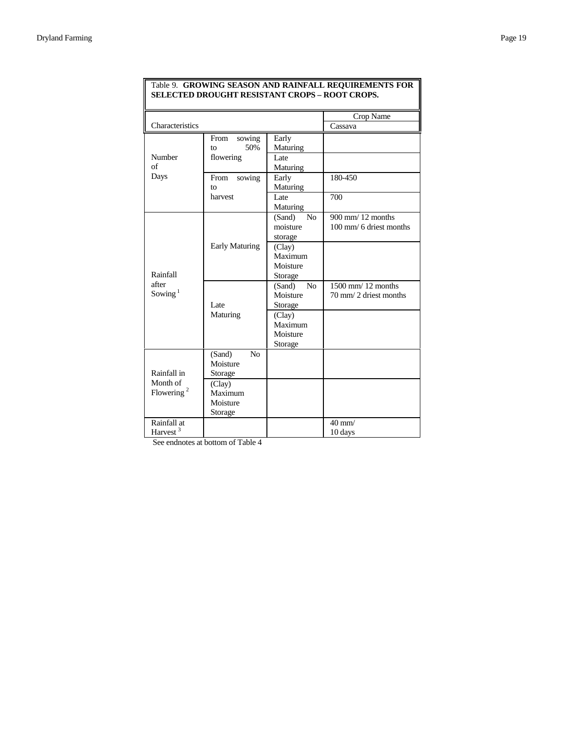| Table 9. **GROWING SEASON AND RAINFALL REQUIREMENTS FOR SELECTED DROUGHT RESISTANT CROPS – ROOT CROPS.** | | | |
|---|---|---|---|
| Characteristics | | | Crop Name<br>Cassava |
| Number of Days | From sowing to 50% flowering | Early Maturing | |
| | | Late Maturing | |
| | From sowing to harvest | Early Maturing | 180-450 |
| | | Late Maturing | 700 |
| Rainfall after Sowing [1] | Early Maturing | (Sand) No moisture storage | 900 mm/ 12 months<br>100 mm/ 6 driest months |
| | | (Clay) Maximum Moisture Storage | |
| | Late Maturing | (Sand) No Moisture Storage | 1500 mm/ 12 months<br>70 mm/ 2 driest months |
| | | (Clay) Maximum Moisture Storage | |
| Rainfall in Month of Flowering [2] | (Sand) No Moisture Storage | | |
| | (Clay) Maximum Moisture Storage | | |
| Rainfall at Harvest [3] | | | 40 mm/<br>10 days |

See endnotes at bottom of Table 4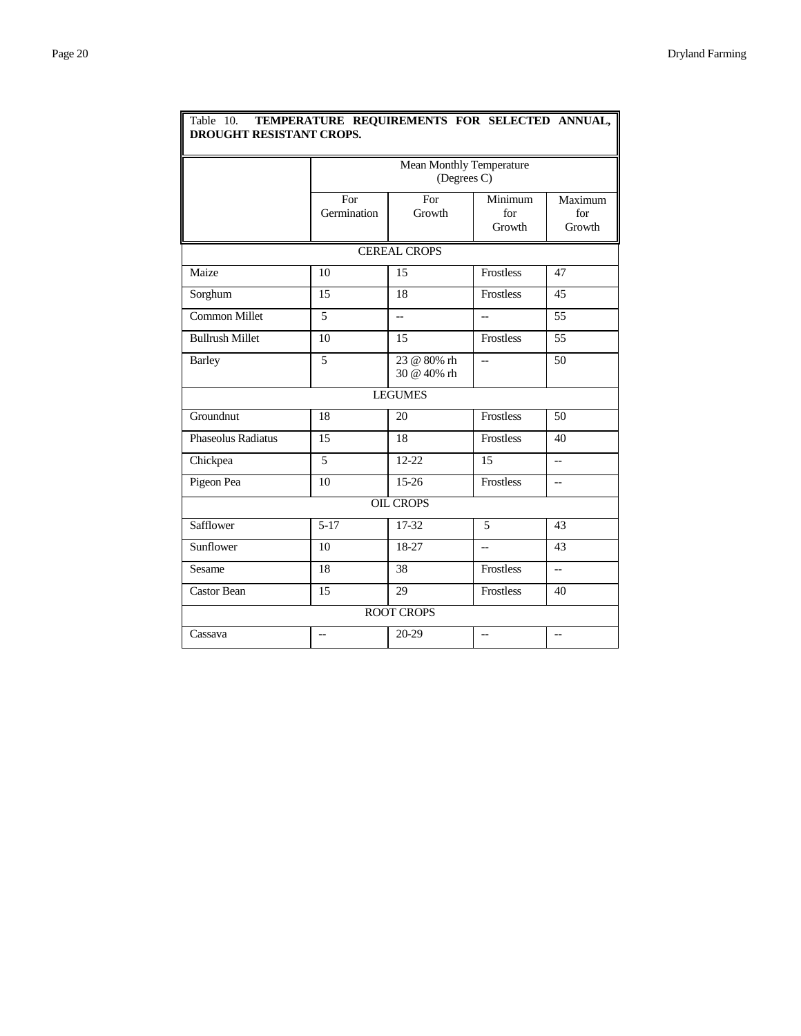Table 10. **TEMPERATURE REQUIREMENTS FOR SELECTED ANNUAL, DROUGHT RESISTANT CROPS.**

| | Mean Monthly Temperature (Degrees C) | | | |
|---|---|---|---|---|
| | For Germination | For Growth | Minimum for Growth | Maximum for Growth |
| **CEREAL CROPS** | | | | |
| Maize | 10 | 15 | Frostless | 47 |
| Sorghum | 15 | 18 | Frostless | 45 |
| Common Millet | 5 | -- | -- | 55 |
| Bullrush Millet | 10 | 15 | Frostless | 55 |
| Barley | 5 | 23 @ 80% rh<br>30 @ 40% rh | -- | 50 |
| **LEGUMES** | | | | |
| Groundnut | 18 | 20 | Frostless | 50 |
| Phaseolus Radiatus | 15 | 18 | Frostless | 40 |
| Chickpea | 5 | 12-22 | 15 | -- |
| Pigeon Pea | 10 | 15-26 | Frostless | -- |
| **OIL CROPS** | | | | |
| Safflower | 5-17 | 17-32 | 5 | 43 |
| Sunflower | 10 | 18-27 | -- | 43 |
| Sesame | 18 | 38 | Frostless | -- |
| Castor Bean | 15 | 29 | Frostless | 40 |
| **ROOT CROPS** | | | | |
| Cassava | -- | 20-29 | -- | -- |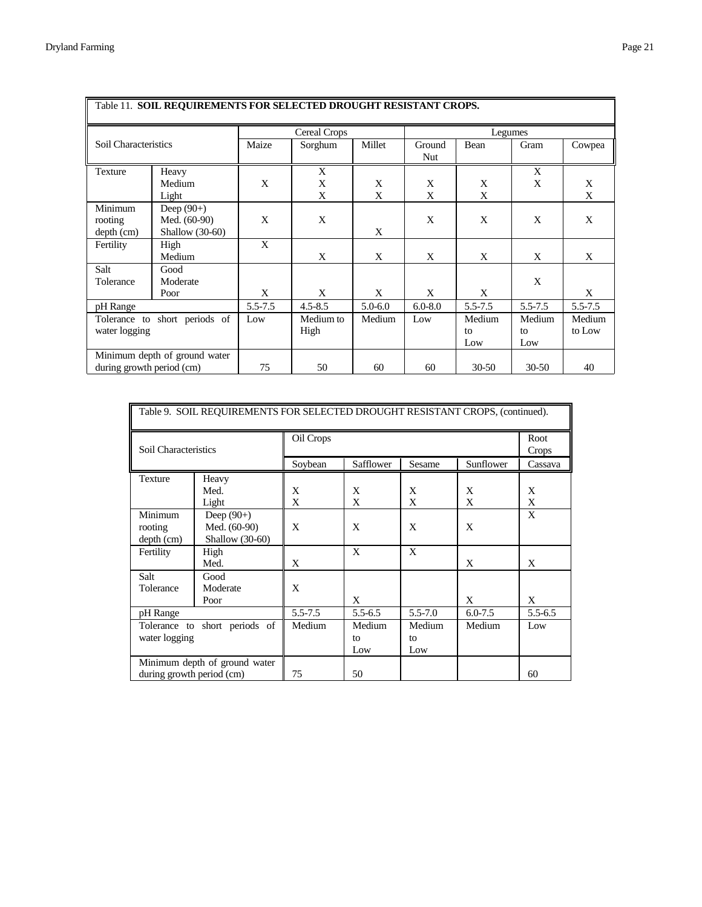Table 11. **SOIL REQUIREMENTS FOR SELECTED DROUGHT RESISTANT CROPS.**

| Soil Characteristics | | Cereal Crops | | | Legumes | | | |
|---|---|---|---|---|---|---|---|---|
| | | Maize | Sorghum | Millet | Ground Nut | Bean | Gram | Cowpea |
| Texture | Heavy | | X | | | | X | |
| | Medium | X | X | X | X | X | X | X |
| | Light | | X | X | X | X | | X |
| Minimum rooting depth (cm) | Deep (90+) | | | | | | | |
| | Med. (60-90) | X | X | | X | X | X | X |
| | Shallow (30-60) | | | X | | | | |
| Fertility | High | X | | | | | | |
| | Medium | | X | X | X | X | X | X |
| Salt Tolerance | Good | | | | | | | |
| | Moderate | | | | | | X | |
| | Poor | X | X | X | X | X | | X |
| pH Range | | 5.5-7.5 | 4.5-8.5 | 5.0-6.0 | 6.0-8.0 | 5.5-7.5 | 5.5-7.5 | 5.5-7.5 |
| Tolerance to short periods of water logging | | Low | Medium to High | Medium | Low | Medium to Low | Medium to Low | Medium to Low |
| Minimum depth of ground water during growth period (cm) | | 75 | 50 | 60 | 60 | 30-50 | 30-50 | 40 |

Table 9. SOIL REQUIREMENTS FOR SELECTED DROUGHT RESISTANT CROPS, (continued).

| Soil Characteristics | | Oil Crops | | | | Root Crops |
|---|---|---|---|---|---|---|
| | | Soybean | Safflower | Sesame | Sunflower | Cassava |
| Texture | Heavy | | | | | |
| | Med. | X | X | X | X | X |
| | Light | X | X | X | X | X |
| Minimum rooting depth (cm) | Deep (90+) | | | | | X |
| | Med. (60-90) | X | X | X | X | |
| | Shallow (30-60) | | | | | |
| Fertility | High | | X | X | | |
| | Med. | X | | | X | X |
| Salt Tolerance | Good | | | | | |
| | Moderate | X | | | | |
| | Poor | | X | | X | X |
| pH Range | | 5.5-7.5 | 5.5-6.5 | 5.5-7.0 | 6.0-7.5 | 5.5-6.5 |
| Tolerance to short periods of water logging | | Medium | Medium to Low | Medium to Low | Medium | Low |
| Minimum depth of ground water during growth period (cm) | | 75 | 50 | | | 60 |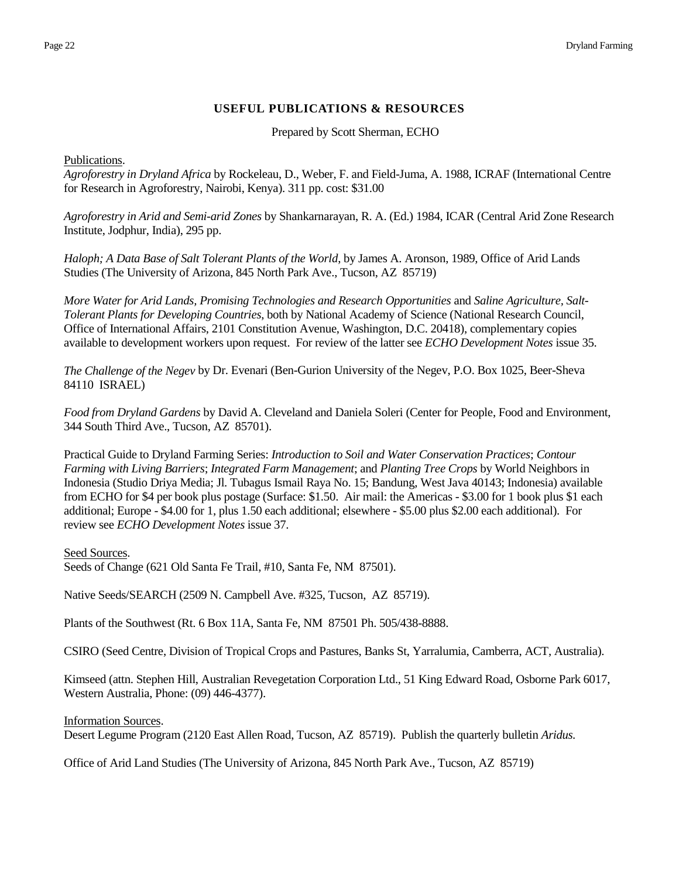## USEFUL PUBLICATIONS & RESOURCES

Prepared by Scott Sherman, ECHO

Publications.

*Agroforestry in Dryland Africa* by Rockeleau, D., Weber, F. and Field-Juma, A. 1988, ICRAF (International Centre for Research in Agroforestry, Nairobi, Kenya). 311 pp. cost: $31.00

*Agroforestry in Arid and Semi-arid Zones* by Shankarnarayan, R. A. (Ed.) 1984, ICAR (Central Arid Zone Research Institute, Jodphur, India), 295 pp.

*Haloph; A Data Base of Salt Tolerant Plants of the World*, by James A. Aronson, 1989, Office of Arid Lands Studies (The University of Arizona, 845 North Park Ave., Tucson, AZ 85719)

*More Water for Arid Lands, Promising Technologies and Research Opportunities* and *Saline Agriculture, Salt-Tolerant Plants for Developing Countries,* both by National Academy of Science (National Research Council, Office of International Affairs, 2101 Constitution Avenue, Washington, D.C. 20418), complementary copies available to development workers upon request. For review of the latter see *ECHO Development Notes* issue 35.

*The Challenge of the Negev* by Dr. Evenari (Ben-Gurion University of the Negev, P.O. Box 1025, Beer-Sheva 84110 ISRAEL)

*Food from Dryland Gardens* by David A. Cleveland and Daniela Soleri (Center for People, Food and Environment, 344 South Third Ave., Tucson, AZ 85701).

Practical Guide to Dryland Farming Series: *Introduction to Soil and Water Conservation Practices*; *Contour Farming with Living Barriers*; *Integrated Farm Management*; and *Planting Tree Crops* by World Neighbors in Indonesia (Studio Driya Media; Jl. Tubagus Ismail Raya No. 15; Bandung, West Java 40143; Indonesia) available from ECHO for $4 per book plus postage (Surface: $1.50. Air mail: the Americas - $3.00 for 1 book plus $1 each additional; Europe - $4.00 for 1, plus 1.50 each additional; elsewhere - $5.00 plus $2.00 each additional). For review see *ECHO Development Notes* issue 37.

Seed Sources.

Seeds of Change (621 Old Santa Fe Trail, #10, Santa Fe, NM 87501).

Native Seeds/SEARCH (2509 N. Campbell Ave. #325, Tucson, AZ 85719).

Plants of the Southwest (Rt. 6 Box 11A, Santa Fe, NM 87501 Ph. 505/438-8888.

CSIRO (Seed Centre, Division of Tropical Crops and Pastures, Banks St, Yarralumia, Camberra, ACT, Australia).

Kimseed (attn. Stephen Hill, Australian Revegetation Corporation Ltd., 51 King Edward Road, Osborne Park 6017, Western Australia, Phone: (09) 446-4377).

Information Sources.

Desert Legume Program (2120 East Allen Road, Tucson, AZ 85719). Publish the quarterly bulletin *Aridus.*

Office of Arid Land Studies (The University of Arizona, 845 North Park Ave., Tucson, AZ 85719)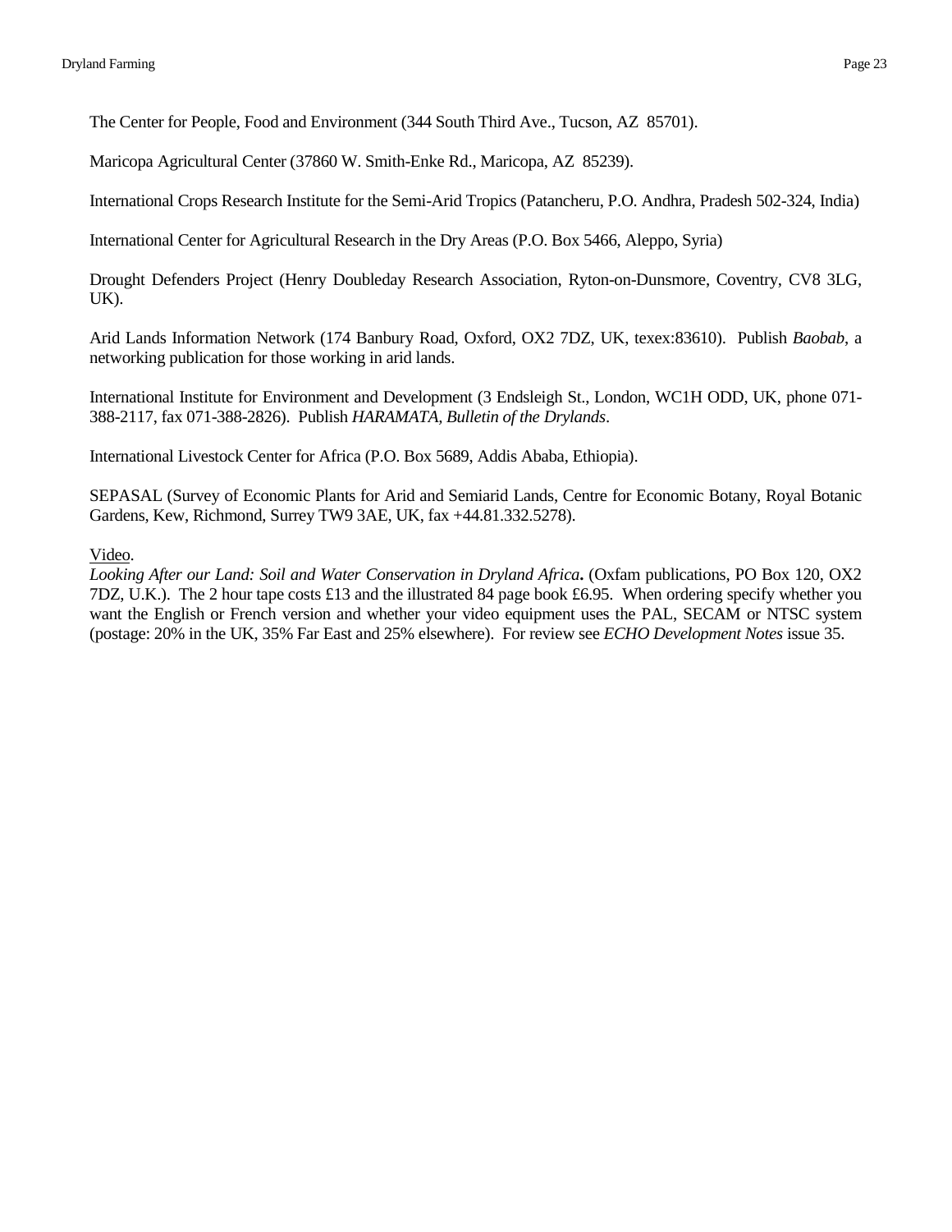The Center for People, Food and Environment (344 South Third Ave., Tucson, AZ 85701).

Maricopa Agricultural Center (37860 W. Smith-Enke Rd., Maricopa, AZ 85239).

International Crops Research Institute for the Semi-Arid Tropics (Patancheru, P.O. Andhra, Pradesh 502-324, India)

International Center for Agricultural Research in the Dry Areas (P.O. Box 5466, Aleppo, Syria)

Drought Defenders Project (Henry Doubleday Research Association, Ryton-on-Dunsmore, Coventry, CV8 3LG, UK).

Arid Lands Information Network (174 Banbury Road, Oxford, OX2 7DZ, UK, texex:83610). Publish *Baobab*, a networking publication for those working in arid lands.

International Institute for Environment and Development (3 Endsleigh St., London, WC1H ODD, UK, phone 071-388-2117, fax 071-388-2826). Publish *HARAMATA, Bulletin of the Drylands*.

International Livestock Center for Africa (P.O. Box 5689, Addis Ababa, Ethiopia).

SEPASAL (Survey of Economic Plants for Arid and Semiarid Lands, Centre for Economic Botany, Royal Botanic Gardens, Kew, Richmond, Surrey TW9 3AE, UK, fax +44.81.332.5278).

Video.

*Looking After our Land: Soil and Water Conservation in Dryland Africa***.** (Oxfam publications, PO Box 120, OX2 7DZ, U.K.). The 2 hour tape costs £13 and the illustrated 84 page book £6.95. When ordering specify whether you want the English or French version and whether your video equipment uses the PAL, SECAM or NTSC system (postage: 20% in the UK, 35% Far East and 25% elsewhere). For review see *ECHO Development Notes* issue 35.